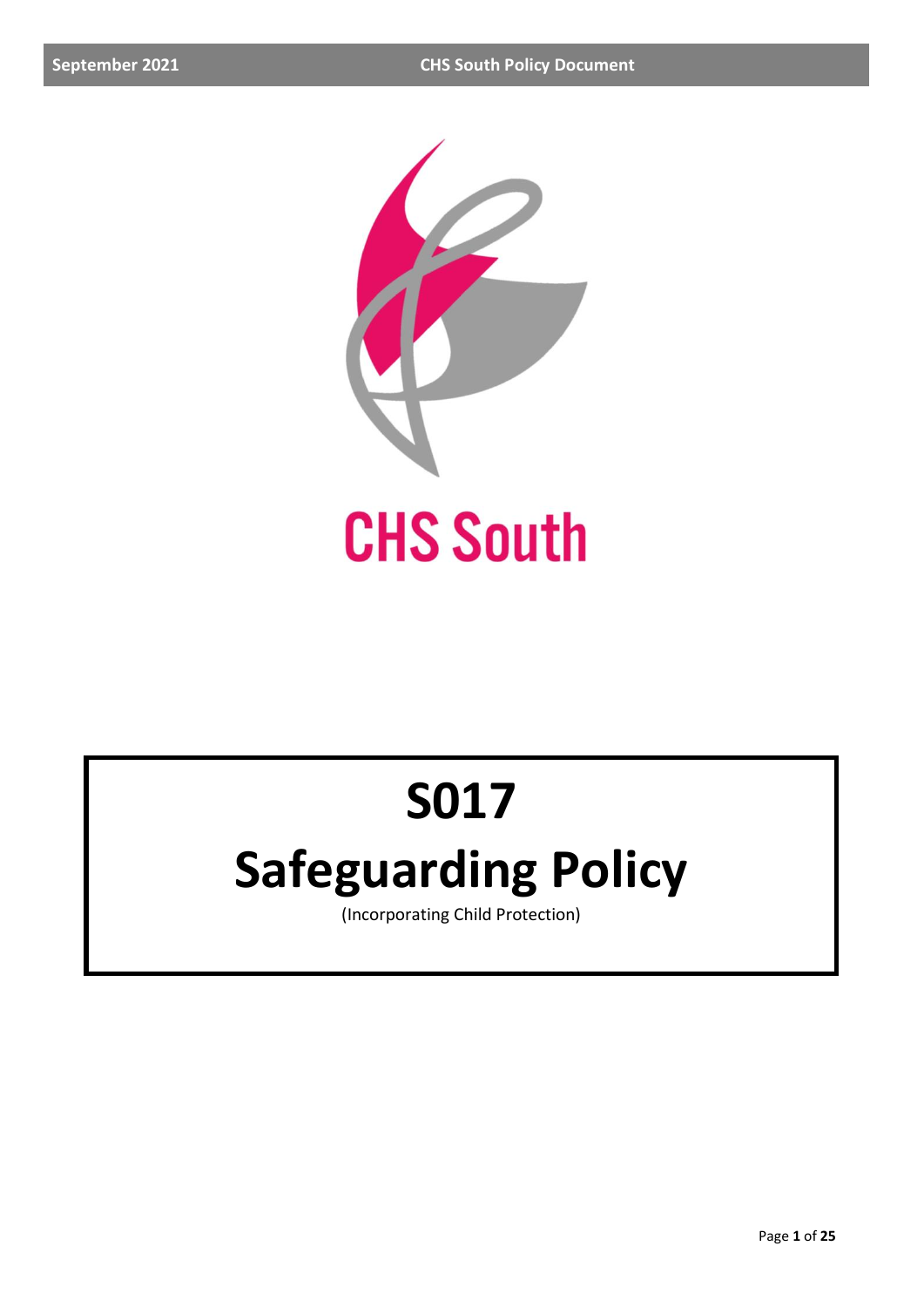CHS South

# S017

# Safeguarding Policy

(Incorporating Child Protection)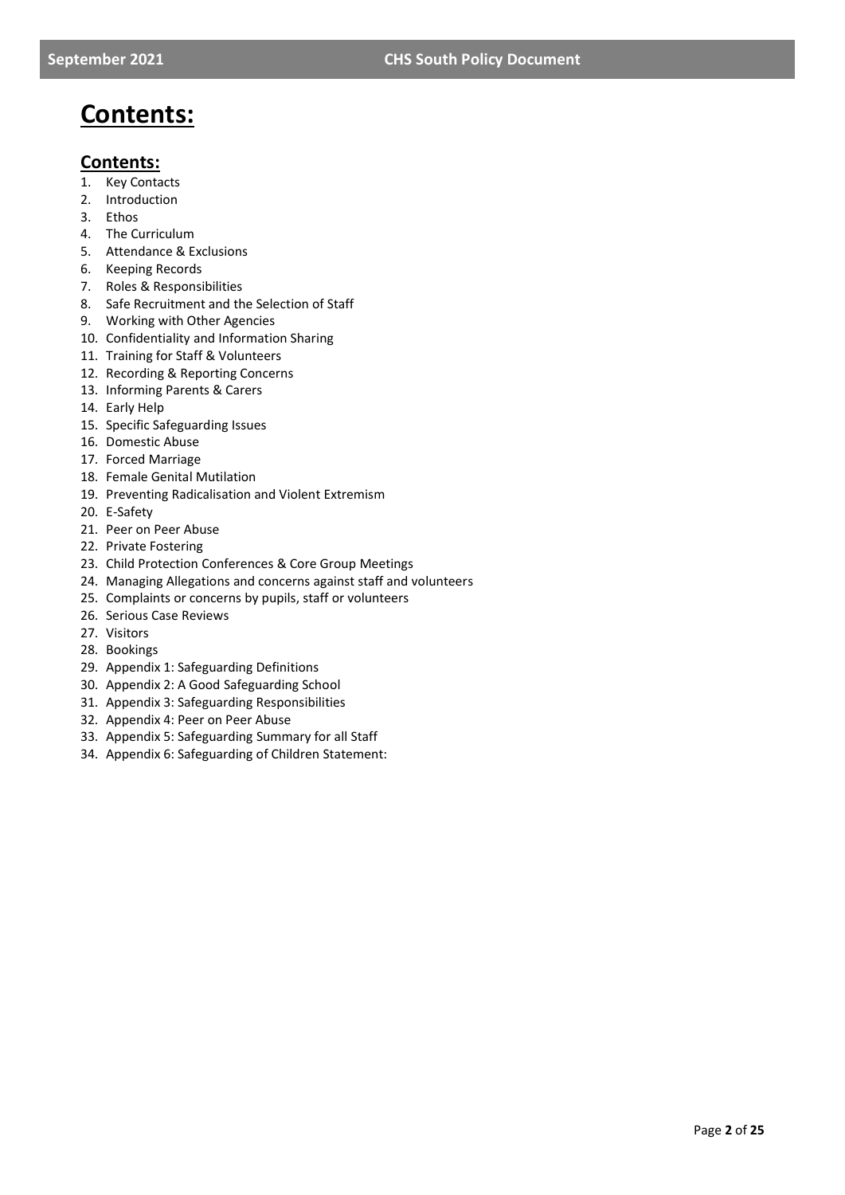# Contents:

## Contents:

1. Key Contacts
2. Introduction
3. Ethos
4. The Curriculum
5. Attendance & Exclusions
6. Keeping Records
7. Roles & Responsibilities
8. Safe Recruitment and the Selection of Staff
9. Working with Other Agencies
10. Confidentiality and Information Sharing
11. Training for Staff & Volunteers
12. Recording & Reporting Concerns
13. Informing Parents & Carers
14. Early Help
15. Specific Safeguarding Issues
16. Domestic Abuse
17. Forced Marriage
18. Female Genital Mutilation
19. Preventing Radicalisation and Violent Extremism
20. E-Safety
21. Peer on Peer Abuse
22. Private Fostering
23. Child Protection Conferences & Core Group Meetings
24. Managing Allegations and concerns against staff and volunteers
25. Complaints or concerns by pupils, staff or volunteers
26. Serious Case Reviews
27. Visitors
28. Bookings
29. Appendix 1: Safeguarding Definitions
30. Appendix 2: A Good Safeguarding School
31. Appendix 3: Safeguarding Responsibilities
32. Appendix 4: Peer on Peer Abuse
33. Appendix 5: Safeguarding Summary for all Staff
34. Appendix 6: Safeguarding of Children Statement: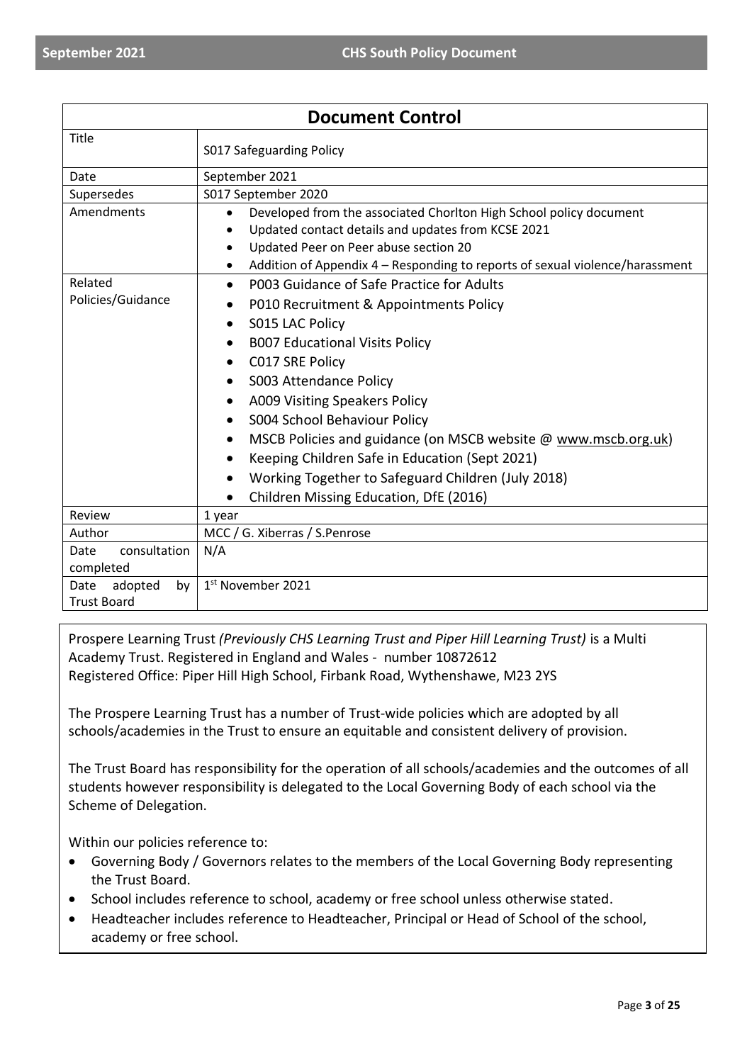## Document Control

| Title | S017 Safeguarding Policy |
| --- | --- |
| Date | September 2021 |
| Supersedes | S017 September 2020 |
| Amendments | • Developed from the associated Chorlton High School policy document<br>• Updated contact details and updates from KCSE 2021<br>• Updated Peer on Peer abuse section 20<br>• Addition of Appendix 4 – Responding to reports of sexual violence/harassment |
| Related Policies/Guidance | • P003 Guidance of Safe Practice for Adults<br>• P010 Recruitment & Appointments Policy<br>• S015 LAC Policy<br>• B007 Educational Visits Policy<br>• C017 SRE Policy<br>• S003 Attendance Policy<br>• A009 Visiting Speakers Policy<br>• S004 School Behaviour Policy<br>• MSCB Policies and guidance (on MSCB website @ www.mscb.org.uk)<br>• Keeping Children Safe in Education (Sept 2021)<br>• Working Together to Safeguard Children (July 2018)<br>• Children Missing Education, DfE (2016) |
| Review | 1 year |
| Author | MCC / G. Xiberras / S.Penrose |
| Date consultation completed | N/A |
| Date adopted by Trust Board | 1st November 2021 |

Prospere Learning Trust *(Previously CHS Learning Trust and Piper Hill Learning Trust)* is a Multi Academy Trust. Registered in England and Wales - number 10872612
Registered Office: Piper Hill High School, Firbank Road, Wythenshawe, M23 2YS

The Prospere Learning Trust has a number of Trust-wide policies which are adopted by all schools/academies in the Trust to ensure an equitable and consistent delivery of provision.

The Trust Board has responsibility for the operation of all schools/academies and the outcomes of all students however responsibility is delegated to the Local Governing Body of each school via the Scheme of Delegation.

Within our policies reference to:

- Governing Body / Governors relates to the members of the Local Governing Body representing the Trust Board.
- School includes reference to school, academy or free school unless otherwise stated.
- Headteacher includes reference to Headteacher, Principal or Head of School of the school, academy or free school.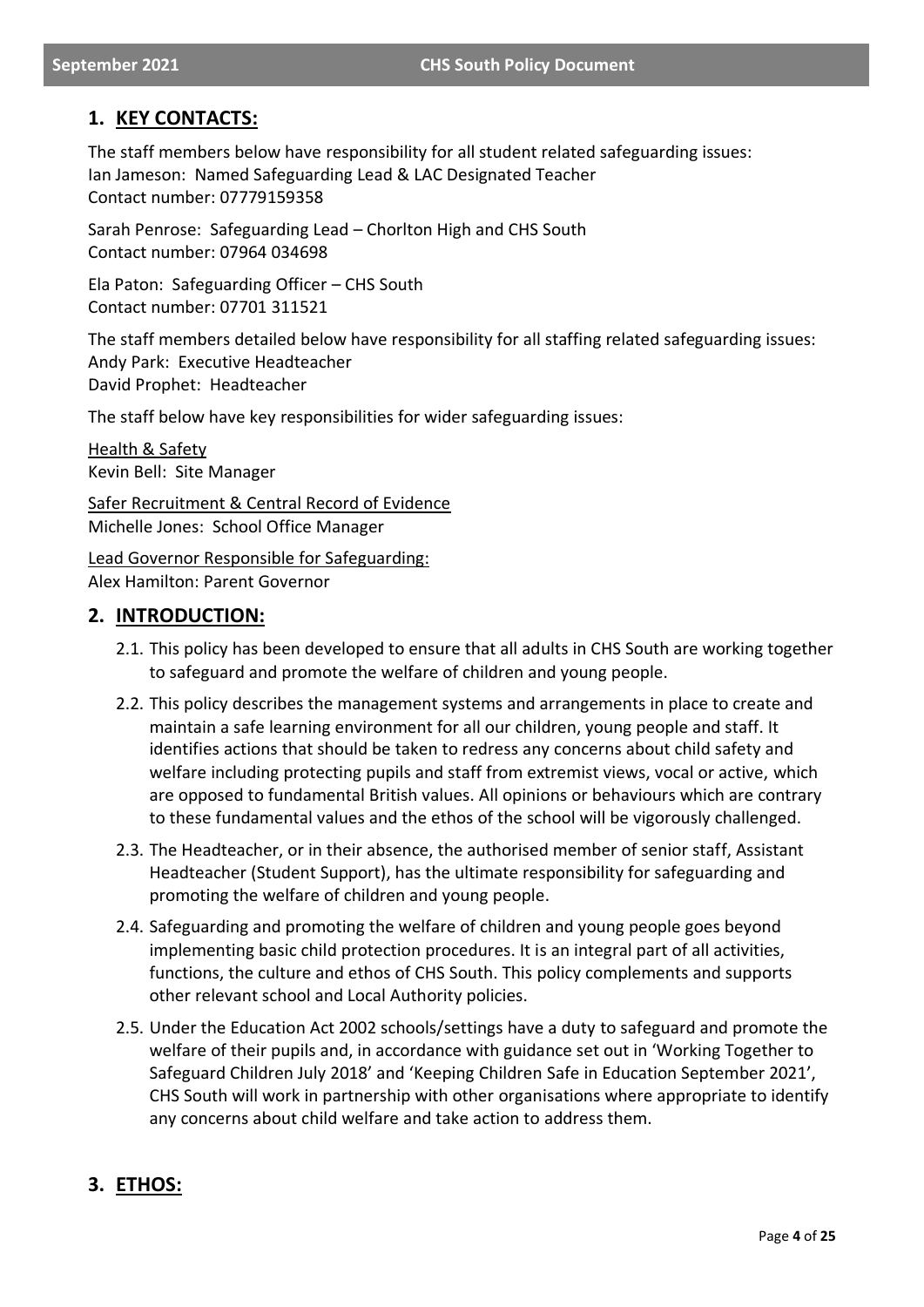## 1. KEY CONTACTS:

The staff members below have responsibility for all student related safeguarding issues:
Ian Jameson: Named Safeguarding Lead & LAC Designated Teacher
Contact number: 07779159358

Sarah Penrose: Safeguarding Lead – Chorlton High and CHS South
Contact number: 07964 034698

Ela Paton: Safeguarding Officer – CHS South
Contact number: 07701 311521

The staff members detailed below have responsibility for all staffing related safeguarding issues:
Andy Park: Executive Headteacher
David Prophet: Headteacher

The staff below have key responsibilities for wider safeguarding issues:

Health & Safety
Kevin Bell: Site Manager

Safer Recruitment & Central Record of Evidence
Michelle Jones: School Office Manager

Lead Governor Responsible for Safeguarding:
Alex Hamilton: Parent Governor

## 2. INTRODUCTION:

2.1. This policy has been developed to ensure that all adults in CHS South are working together to safeguard and promote the welfare of children and young people.

2.2. This policy describes the management systems and arrangements in place to create and maintain a safe learning environment for all our children, young people and staff. It identifies actions that should be taken to redress any concerns about child safety and welfare including protecting pupils and staff from extremist views, vocal or active, which are opposed to fundamental British values. All opinions or behaviours which are contrary to these fundamental values and the ethos of the school will be vigorously challenged.

2.3. The Headteacher, or in their absence, the authorised member of senior staff, Assistant Headteacher (Student Support), has the ultimate responsibility for safeguarding and promoting the welfare of children and young people.

2.4. Safeguarding and promoting the welfare of children and young people goes beyond implementing basic child protection procedures. It is an integral part of all activities, functions, the culture and ethos of CHS South. This policy complements and supports other relevant school and Local Authority policies.

2.5. Under the Education Act 2002 schools/settings have a duty to safeguard and promote the welfare of their pupils and, in accordance with guidance set out in 'Working Together to Safeguard Children July 2018' and 'Keeping Children Safe in Education September 2021', CHS South will work in partnership with other organisations where appropriate to identify any concerns about child welfare and take action to address them.

## 3. ETHOS: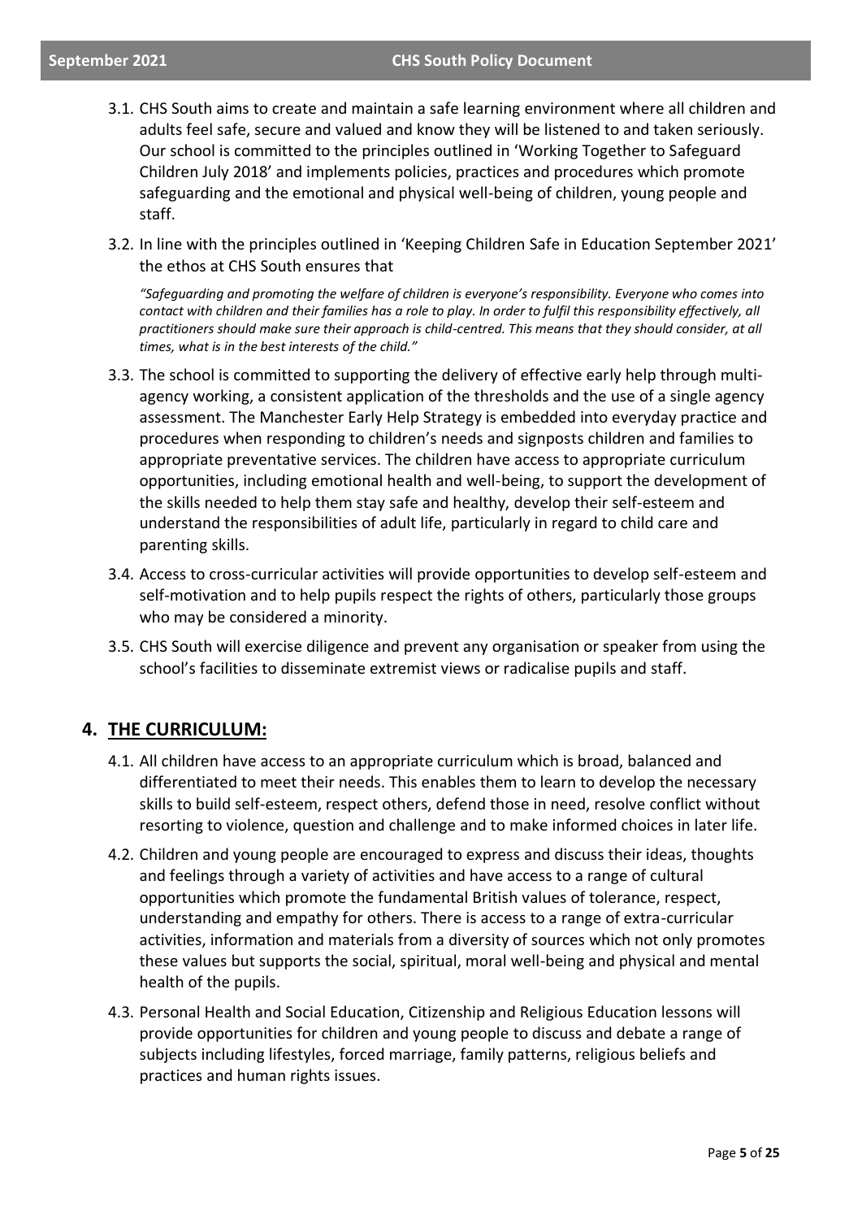3.1. CHS South aims to create and maintain a safe learning environment where all children and adults feel safe, secure and valued and know they will be listened to and taken seriously. Our school is committed to the principles outlined in 'Working Together to Safeguard Children July 2018' and implements policies, practices and procedures which promote safeguarding and the emotional and physical well-being of children, young people and staff.

3.2. In line with the principles outlined in 'Keeping Children Safe in Education September 2021' the ethos at CHS South ensures that

*"Safeguarding and promoting the welfare of children is everyone's responsibility. Everyone who comes into contact with children and their families has a role to play. In order to fulfil this responsibility effectively, all practitioners should make sure their approach is child-centred. This means that they should consider, at all times, what is in the best interests of the child."*

3.3. The school is committed to supporting the delivery of effective early help through multi-agency working, a consistent application of the thresholds and the use of a single agency assessment. The Manchester Early Help Strategy is embedded into everyday practice and procedures when responding to children's needs and signposts children and families to appropriate preventative services. The children have access to appropriate curriculum opportunities, including emotional health and well-being, to support the development of the skills needed to help them stay safe and healthy, develop their self-esteem and understand the responsibilities of adult life, particularly in regard to child care and parenting skills.

3.4. Access to cross-curricular activities will provide opportunities to develop self-esteem and self-motivation and to help pupils respect the rights of others, particularly those groups who may be considered a minority.

3.5. CHS South will exercise diligence and prevent any organisation or speaker from using the school's facilities to disseminate extremist views or radicalise pupils and staff.

## 4. THE CURRICULUM:

4.1. All children have access to an appropriate curriculum which is broad, balanced and differentiated to meet their needs. This enables them to learn to develop the necessary skills to build self-esteem, respect others, defend those in need, resolve conflict without resorting to violence, question and challenge and to make informed choices in later life.

4.2. Children and young people are encouraged to express and discuss their ideas, thoughts and feelings through a variety of activities and have access to a range of cultural opportunities which promote the fundamental British values of tolerance, respect, understanding and empathy for others. There is access to a range of extra-curricular activities, information and materials from a diversity of sources which not only promotes these values but supports the social, spiritual, moral well-being and physical and mental health of the pupils.

4.3. Personal Health and Social Education, Citizenship and Religious Education lessons will provide opportunities for children and young people to discuss and debate a range of subjects including lifestyles, forced marriage, family patterns, religious beliefs and practices and human rights issues.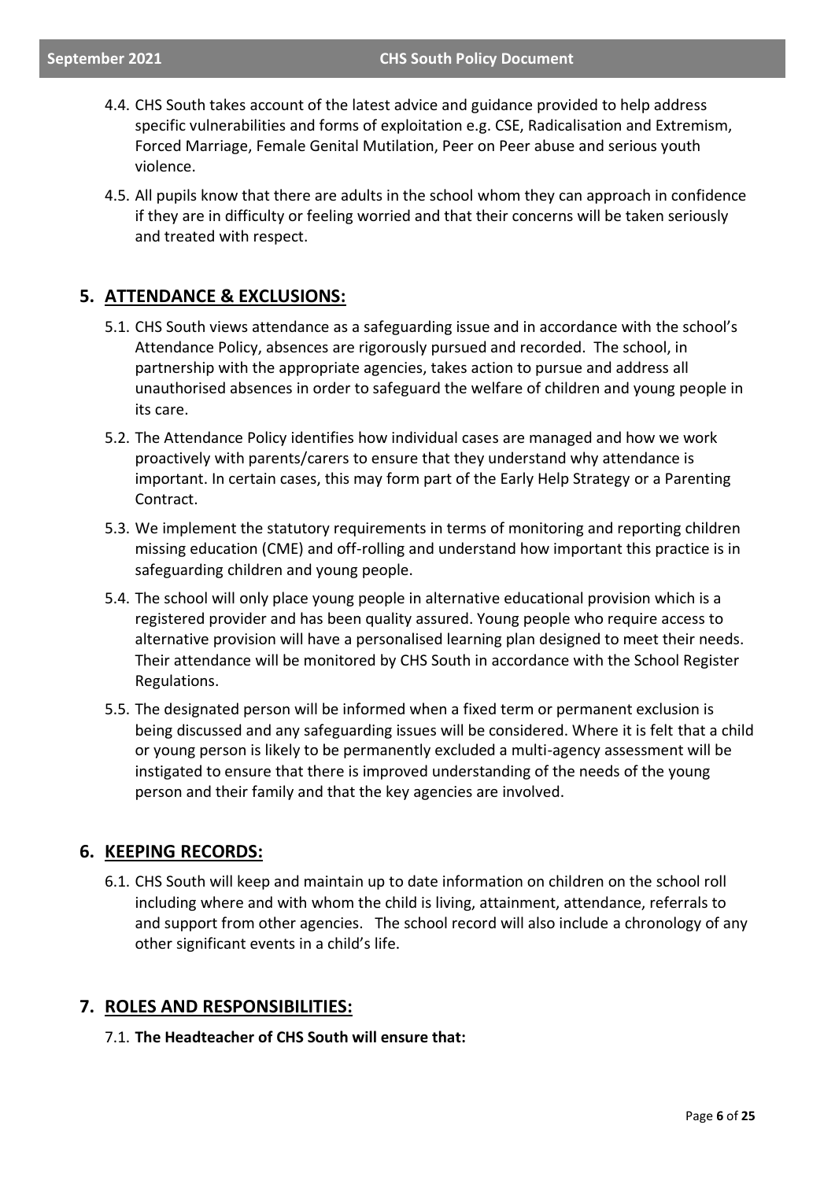4.4. CHS South takes account of the latest advice and guidance provided to help address specific vulnerabilities and forms of exploitation e.g. CSE, Radicalisation and Extremism, Forced Marriage, Female Genital Mutilation, Peer on Peer abuse and serious youth violence.

4.5. All pupils know that there are adults in the school whom they can approach in confidence if they are in difficulty or feeling worried and that their concerns will be taken seriously and treated with respect.

## 5. ATTENDANCE & EXCLUSIONS:

5.1. CHS South views attendance as a safeguarding issue and in accordance with the school's Attendance Policy, absences are rigorously pursued and recorded. The school, in partnership with the appropriate agencies, takes action to pursue and address all unauthorised absences in order to safeguard the welfare of children and young people in its care.

5.2. The Attendance Policy identifies how individual cases are managed and how we work proactively with parents/carers to ensure that they understand why attendance is important. In certain cases, this may form part of the Early Help Strategy or a Parenting Contract.

5.3. We implement the statutory requirements in terms of monitoring and reporting children missing education (CME) and off-rolling and understand how important this practice is in safeguarding children and young people.

5.4. The school will only place young people in alternative educational provision which is a registered provider and has been quality assured. Young people who require access to alternative provision will have a personalised learning plan designed to meet their needs. Their attendance will be monitored by CHS South in accordance with the School Register Regulations.

5.5. The designated person will be informed when a fixed term or permanent exclusion is being discussed and any safeguarding issues will be considered. Where it is felt that a child or young person is likely to be permanently excluded a multi-agency assessment will be instigated to ensure that there is improved understanding of the needs of the young person and their family and that the key agencies are involved.

## 6. KEEPING RECORDS:

6.1. CHS South will keep and maintain up to date information on children on the school roll including where and with whom the child is living, attainment, attendance, referrals to and support from other agencies. The school record will also include a chronology of any other significant events in a child's life.

## 7. ROLES AND RESPONSIBILITIES:

7.1. **The Headteacher of CHS South will ensure that:**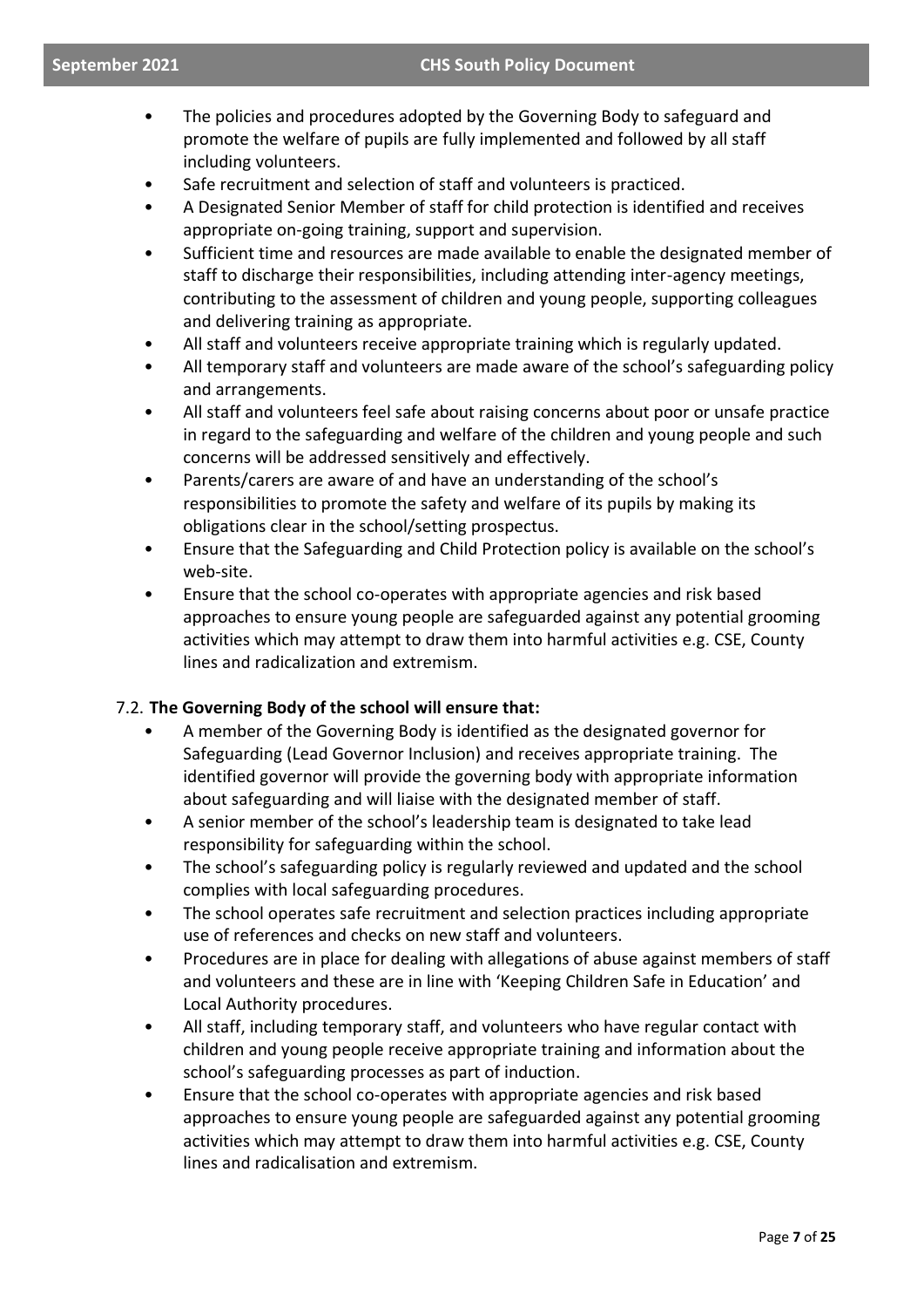- The policies and procedures adopted by the Governing Body to safeguard and promote the welfare of pupils are fully implemented and followed by all staff including volunteers.
- Safe recruitment and selection of staff and volunteers is practiced.
- A Designated Senior Member of staff for child protection is identified and receives appropriate on-going training, support and supervision.
- Sufficient time and resources are made available to enable the designated member of staff to discharge their responsibilities, including attending inter-agency meetings, contributing to the assessment of children and young people, supporting colleagues and delivering training as appropriate.
- All staff and volunteers receive appropriate training which is regularly updated.
- All temporary staff and volunteers are made aware of the school's safeguarding policy and arrangements.
- All staff and volunteers feel safe about raising concerns about poor or unsafe practice in regard to the safeguarding and welfare of the children and young people and such concerns will be addressed sensitively and effectively.
- Parents/carers are aware of and have an understanding of the school's responsibilities to promote the safety and welfare of its pupils by making its obligations clear in the school/setting prospectus.
- Ensure that the Safeguarding and Child Protection policy is available on the school's web-site.
- Ensure that the school co-operates with appropriate agencies and risk based approaches to ensure young people are safeguarded against any potential grooming activities which may attempt to draw them into harmful activities e.g. CSE, County lines and radicalization and extremism.

7.2. **The Governing Body of the school will ensure that:**

- A member of the Governing Body is identified as the designated governor for Safeguarding (Lead Governor Inclusion) and receives appropriate training. The identified governor will provide the governing body with appropriate information about safeguarding and will liaise with the designated member of staff.
- A senior member of the school's leadership team is designated to take lead responsibility for safeguarding within the school.
- The school's safeguarding policy is regularly reviewed and updated and the school complies with local safeguarding procedures.
- The school operates safe recruitment and selection practices including appropriate use of references and checks on new staff and volunteers.
- Procedures are in place for dealing with allegations of abuse against members of staff and volunteers and these are in line with 'Keeping Children Safe in Education' and Local Authority procedures.
- All staff, including temporary staff, and volunteers who have regular contact with children and young people receive appropriate training and information about the school's safeguarding processes as part of induction.
- Ensure that the school co-operates with appropriate agencies and risk based approaches to ensure young people are safeguarded against any potential grooming activities which may attempt to draw them into harmful activities e.g. CSE, County lines and radicalisation and extremism.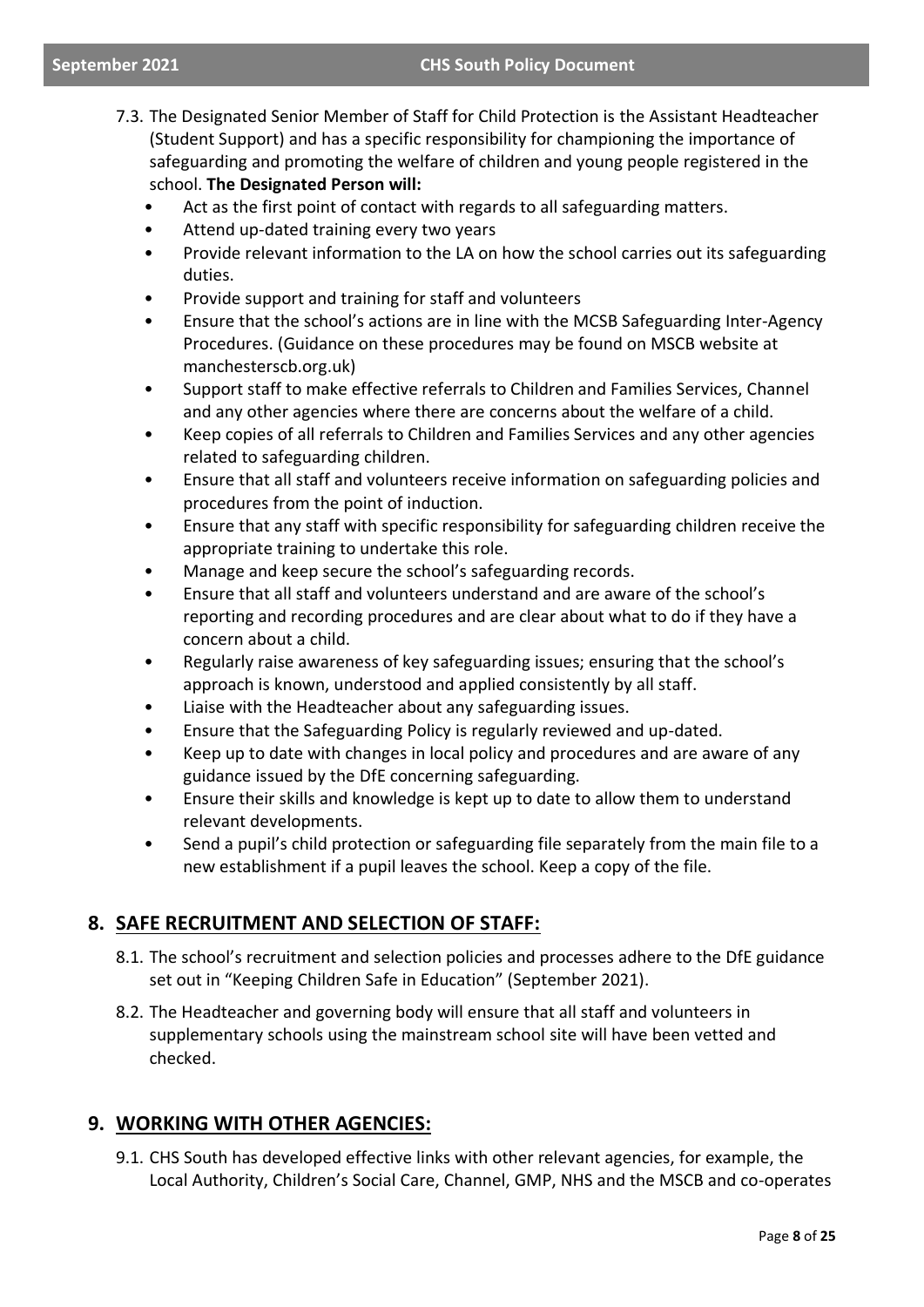7.3. The Designated Senior Member of Staff for Child Protection is the Assistant Headteacher (Student Support) and has a specific responsibility for championing the importance of safeguarding and promoting the welfare of children and young people registered in the school. **The Designated Person will:**

- Act as the first point of contact with regards to all safeguarding matters.
- Attend up-dated training every two years
- Provide relevant information to the LA on how the school carries out its safeguarding duties.
- Provide support and training for staff and volunteers
- Ensure that the school's actions are in line with the MCSB Safeguarding Inter-Agency Procedures. (Guidance on these procedures may be found on MSCB website at manchesterscb.org.uk)
- Support staff to make effective referrals to Children and Families Services, Channel and any other agencies where there are concerns about the welfare of a child.
- Keep copies of all referrals to Children and Families Services and any other agencies related to safeguarding children.
- Ensure that all staff and volunteers receive information on safeguarding policies and procedures from the point of induction.
- Ensure that any staff with specific responsibility for safeguarding children receive the appropriate training to undertake this role.
- Manage and keep secure the school's safeguarding records.
- Ensure that all staff and volunteers understand and are aware of the school's reporting and recording procedures and are clear about what to do if they have a concern about a child.
- Regularly raise awareness of key safeguarding issues; ensuring that the school's approach is known, understood and applied consistently by all staff.
- Liaise with the Headteacher about any safeguarding issues.
- Ensure that the Safeguarding Policy is regularly reviewed and up-dated.
- Keep up to date with changes in local policy and procedures and are aware of any guidance issued by the DfE concerning safeguarding.
- Ensure their skills and knowledge is kept up to date to allow them to understand relevant developments.
- Send a pupil's child protection or safeguarding file separately from the main file to a new establishment if a pupil leaves the school. Keep a copy of the file.

## 8. SAFE RECRUITMENT AND SELECTION OF STAFF:

8.1. The school's recruitment and selection policies and processes adhere to the DfE guidance set out in "Keeping Children Safe in Education" (September 2021).

8.2. The Headteacher and governing body will ensure that all staff and volunteers in supplementary schools using the mainstream school site will have been vetted and checked.

## 9. WORKING WITH OTHER AGENCIES:

9.1. CHS South has developed effective links with other relevant agencies, for example, the Local Authority, Children's Social Care, Channel, GMP, NHS and the MSCB and co-operates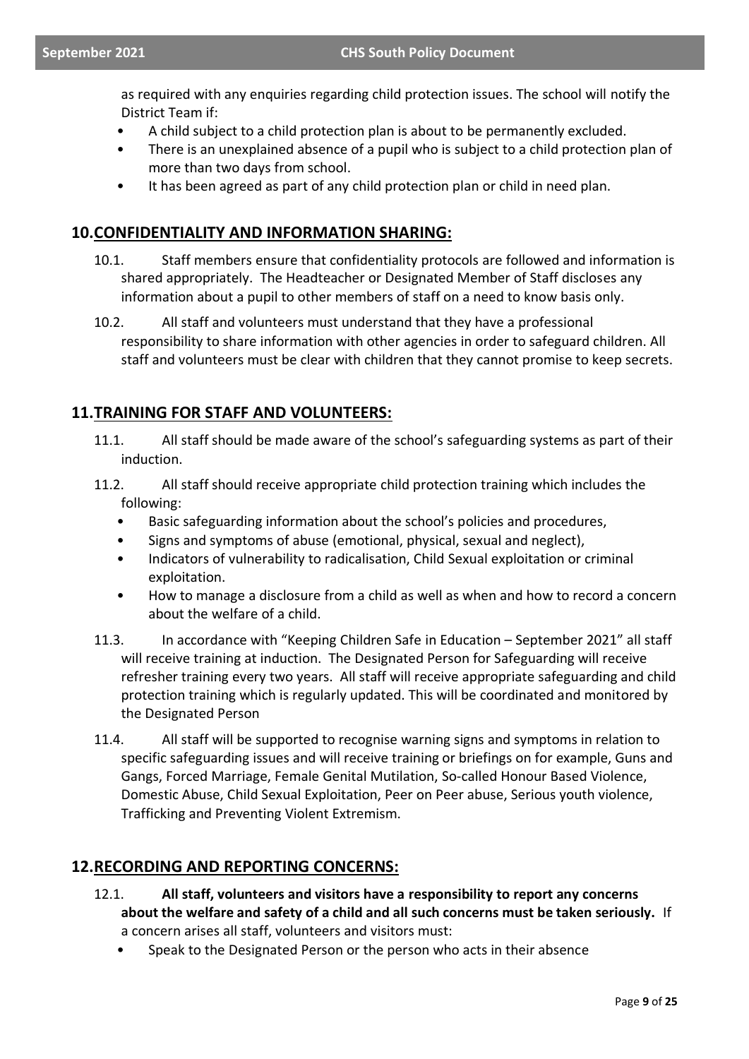as required with any enquiries regarding child protection issues. The school will notify the District Team if:

- A child subject to a child protection plan is about to be permanently excluded.
- There is an unexplained absence of a pupil who is subject to a child protection plan of more than two days from school.
- It has been agreed as part of any child protection plan or child in need plan.

## 10. CONFIDENTIALITY AND INFORMATION SHARING:

10.1. Staff members ensure that confidentiality protocols are followed and information is shared appropriately. The Headteacher or Designated Member of Staff discloses any information about a pupil to other members of staff on a need to know basis only.

10.2. All staff and volunteers must understand that they have a professional responsibility to share information with other agencies in order to safeguard children. All staff and volunteers must be clear with children that they cannot promise to keep secrets.

## 11. TRAINING FOR STAFF AND VOLUNTEERS:

11.1. All staff should be made aware of the school's safeguarding systems as part of their induction.

11.2. All staff should receive appropriate child protection training which includes the following:

- Basic safeguarding information about the school's policies and procedures,
- Signs and symptoms of abuse (emotional, physical, sexual and neglect),
- Indicators of vulnerability to radicalisation, Child Sexual exploitation or criminal exploitation.
- How to manage a disclosure from a child as well as when and how to record a concern about the welfare of a child.

11.3. In accordance with "Keeping Children Safe in Education – September 2021" all staff will receive training at induction. The Designated Person for Safeguarding will receive refresher training every two years. All staff will receive appropriate safeguarding and child protection training which is regularly updated. This will be coordinated and monitored by the Designated Person

11.4. All staff will be supported to recognise warning signs and symptoms in relation to specific safeguarding issues and will receive training or briefings on for example, Guns and Gangs, Forced Marriage, Female Genital Mutilation, So-called Honour Based Violence, Domestic Abuse, Child Sexual Exploitation, Peer on Peer abuse, Serious youth violence, Trafficking and Preventing Violent Extremism.

## 12. RECORDING AND REPORTING CONCERNS:

12.1. **All staff, volunteers and visitors have a responsibility to report any concerns about the welfare and safety of a child and all such concerns must be taken seriously.** If a concern arises all staff, volunteers and visitors must:

- Speak to the Designated Person or the person who acts in their absence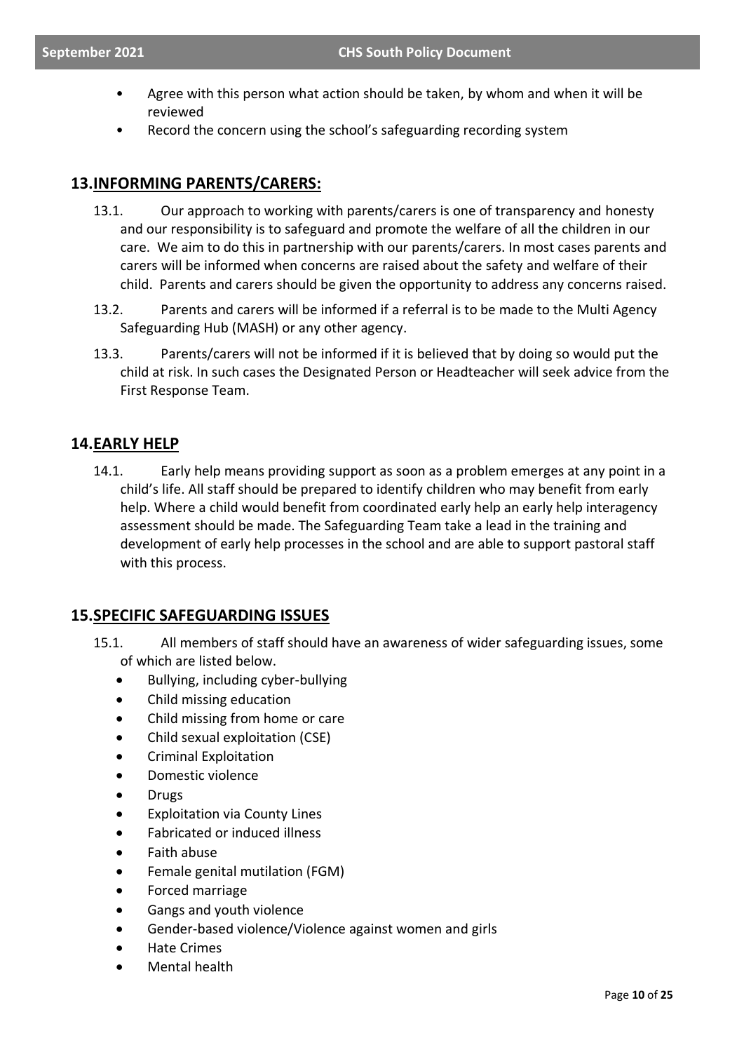- Agree with this person what action should be taken, by whom and when it will be reviewed
- Record the concern using the school's safeguarding recording system

## 13. INFORMING PARENTS/CARERS:

13.1. Our approach to working with parents/carers is one of transparency and honesty and our responsibility is to safeguard and promote the welfare of all the children in our care. We aim to do this in partnership with our parents/carers. In most cases parents and carers will be informed when concerns are raised about the safety and welfare of their child. Parents and carers should be given the opportunity to address any concerns raised.

13.2. Parents and carers will be informed if a referral is to be made to the Multi Agency Safeguarding Hub (MASH) or any other agency.

13.3. Parents/carers will not be informed if it is believed that by doing so would put the child at risk. In such cases the Designated Person or Headteacher will seek advice from the First Response Team.

## 14. EARLY HELP

14.1. Early help means providing support as soon as a problem emerges at any point in a child's life. All staff should be prepared to identify children who may benefit from early help. Where a child would benefit from coordinated early help an early help interagency assessment should be made. The Safeguarding Team take a lead in the training and development of early help processes in the school and are able to support pastoral staff with this process.

## 15. SPECIFIC SAFEGUARDING ISSUES

15.1. All members of staff should have an awareness of wider safeguarding issues, some of which are listed below.

- Bullying, including cyber-bullying
- Child missing education
- Child missing from home or care
- Child sexual exploitation (CSE)
- Criminal Exploitation
- Domestic violence
- Drugs
- Exploitation via County Lines
- Fabricated or induced illness
- Faith abuse
- Female genital mutilation (FGM)
- Forced marriage
- Gangs and youth violence
- Gender-based violence/Violence against women and girls
- Hate Crimes
- Mental health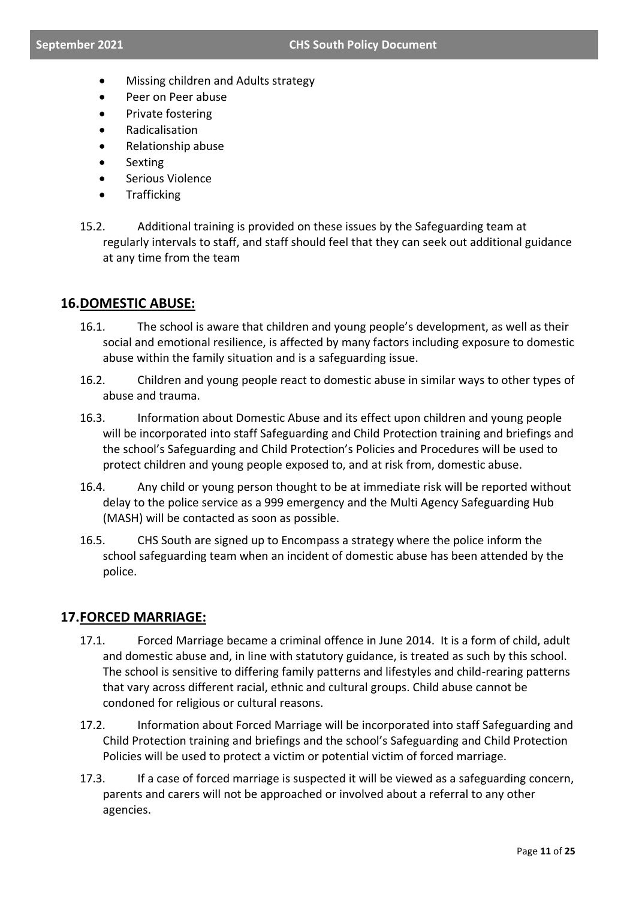- Missing children and Adults strategy
- Peer on Peer abuse
- Private fostering
- Radicalisation
- Relationship abuse
- Sexting
- Serious Violence
- Trafficking

15.2. Additional training is provided on these issues by the Safeguarding team at regularly intervals to staff, and staff should feel that they can seek out additional guidance at any time from the team

## 16. DOMESTIC ABUSE:

16.1. The school is aware that children and young people's development, as well as their social and emotional resilience, is affected by many factors including exposure to domestic abuse within the family situation and is a safeguarding issue.

16.2. Children and young people react to domestic abuse in similar ways to other types of abuse and trauma.

16.3. Information about Domestic Abuse and its effect upon children and young people will be incorporated into staff Safeguarding and Child Protection training and briefings and the school's Safeguarding and Child Protection's Policies and Procedures will be used to protect children and young people exposed to, and at risk from, domestic abuse.

16.4. Any child or young person thought to be at immediate risk will be reported without delay to the police service as a 999 emergency and the Multi Agency Safeguarding Hub (MASH) will be contacted as soon as possible.

16.5. CHS South are signed up to Encompass a strategy where the police inform the school safeguarding team when an incident of domestic abuse has been attended by the police.

## 17. FORCED MARRIAGE:

17.1. Forced Marriage became a criminal offence in June 2014. It is a form of child, adult and domestic abuse and, in line with statutory guidance, is treated as such by this school. The school is sensitive to differing family patterns and lifestyles and child-rearing patterns that vary across different racial, ethnic and cultural groups. Child abuse cannot be condoned for religious or cultural reasons.

17.2. Information about Forced Marriage will be incorporated into staff Safeguarding and Child Protection training and briefings and the school's Safeguarding and Child Protection Policies will be used to protect a victim or potential victim of forced marriage.

17.3. If a case of forced marriage is suspected it will be viewed as a safeguarding concern, parents and carers will not be approached or involved about a referral to any other agencies.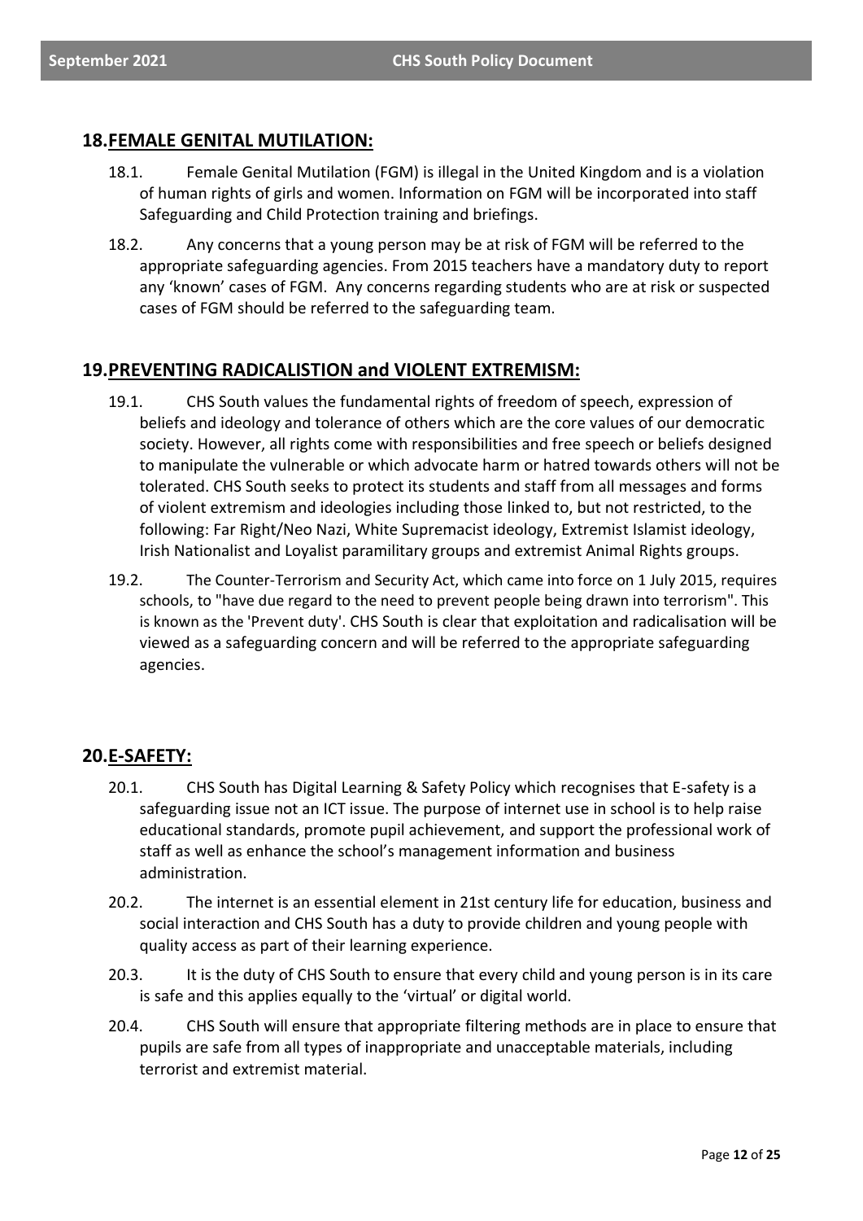## 18. FEMALE GENITAL MUTILATION:

18.1. Female Genital Mutilation (FGM) is illegal in the United Kingdom and is a violation of human rights of girls and women. Information on FGM will be incorporated into staff Safeguarding and Child Protection training and briefings.

18.2. Any concerns that a young person may be at risk of FGM will be referred to the appropriate safeguarding agencies. From 2015 teachers have a mandatory duty to report any 'known' cases of FGM. Any concerns regarding students who are at risk or suspected cases of FGM should be referred to the safeguarding team.

## 19. PREVENTING RADICALISTION and VIOLENT EXTREMISM:

19.1. CHS South values the fundamental rights of freedom of speech, expression of beliefs and ideology and tolerance of others which are the core values of our democratic society. However, all rights come with responsibilities and free speech or beliefs designed to manipulate the vulnerable or which advocate harm or hatred towards others will not be tolerated. CHS South seeks to protect its students and staff from all messages and forms of violent extremism and ideologies including those linked to, but not restricted, to the following: Far Right/Neo Nazi, White Supremacist ideology, Extremist Islamist ideology, Irish Nationalist and Loyalist paramilitary groups and extremist Animal Rights groups.

19.2. The Counter-Terrorism and Security Act, which came into force on 1 July 2015, requires schools, to "have due regard to the need to prevent people being drawn into terrorism". This is known as the 'Prevent duty'. CHS South is clear that exploitation and radicalisation will be viewed as a safeguarding concern and will be referred to the appropriate safeguarding agencies.

## 20. E-SAFETY:

20.1. CHS South has Digital Learning & Safety Policy which recognises that E-safety is a safeguarding issue not an ICT issue. The purpose of internet use in school is to help raise educational standards, promote pupil achievement, and support the professional work of staff as well as enhance the school's management information and business administration.

20.2. The internet is an essential element in 21st century life for education, business and social interaction and CHS South has a duty to provide children and young people with quality access as part of their learning experience.

20.3. It is the duty of CHS South to ensure that every child and young person is in its care is safe and this applies equally to the 'virtual' or digital world.

20.4. CHS South will ensure that appropriate filtering methods are in place to ensure that pupils are safe from all types of inappropriate and unacceptable materials, including terrorist and extremist material.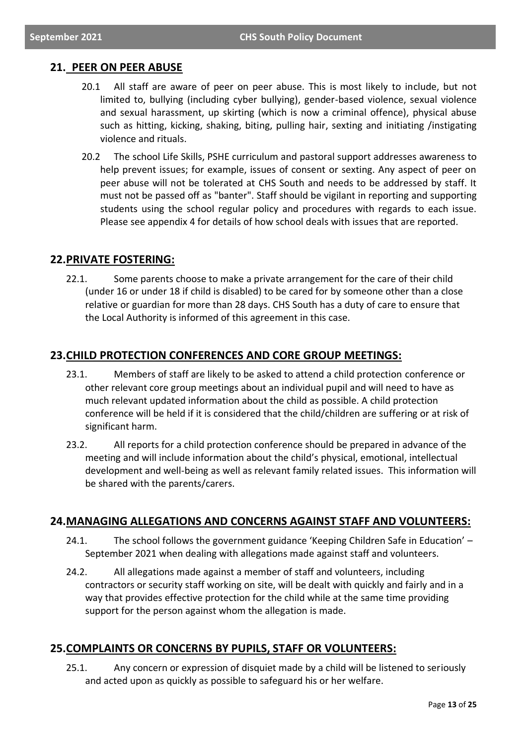## 21. PEER ON PEER ABUSE

20.1 All staff are aware of peer on peer abuse. This is most likely to include, but not limited to, bullying (including cyber bullying), gender-based violence, sexual violence and sexual harassment, up skirting (which is now a criminal offence), physical abuse such as hitting, kicking, shaking, biting, pulling hair, sexting and initiating /instigating violence and rituals.

20.2 The school Life Skills, PSHE curriculum and pastoral support addresses awareness to help prevent issues; for example, issues of consent or sexting. Any aspect of peer on peer abuse will not be tolerated at CHS South and needs to be addressed by staff. It must not be passed off as "banter". Staff should be vigilant in reporting and supporting students using the school regular policy and procedures with regards to each issue. Please see appendix 4 for details of how school deals with issues that are reported.

## 22. PRIVATE FOSTERING:

22.1. Some parents choose to make a private arrangement for the care of their child (under 16 or under 18 if child is disabled) to be cared for by someone other than a close relative or guardian for more than 28 days. CHS South has a duty of care to ensure that the Local Authority is informed of this agreement in this case.

## 23. CHILD PROTECTION CONFERENCES AND CORE GROUP MEETINGS:

23.1. Members of staff are likely to be asked to attend a child protection conference or other relevant core group meetings about an individual pupil and will need to have as much relevant updated information about the child as possible. A child protection conference will be held if it is considered that the child/children are suffering or at risk of significant harm.

23.2. All reports for a child protection conference should be prepared in advance of the meeting and will include information about the child's physical, emotional, intellectual development and well-being as well as relevant family related issues. This information will be shared with the parents/carers.

## 24. MANAGING ALLEGATIONS AND CONCERNS AGAINST STAFF AND VOLUNTEERS:

24.1. The school follows the government guidance 'Keeping Children Safe in Education' – September 2021 when dealing with allegations made against staff and volunteers.

24.2. All allegations made against a member of staff and volunteers, including contractors or security staff working on site, will be dealt with quickly and fairly and in a way that provides effective protection for the child while at the same time providing support for the person against whom the allegation is made.

## 25. COMPLAINTS OR CONCERNS BY PUPILS, STAFF OR VOLUNTEERS:

25.1. Any concern or expression of disquiet made by a child will be listened to seriously and acted upon as quickly as possible to safeguard his or her welfare.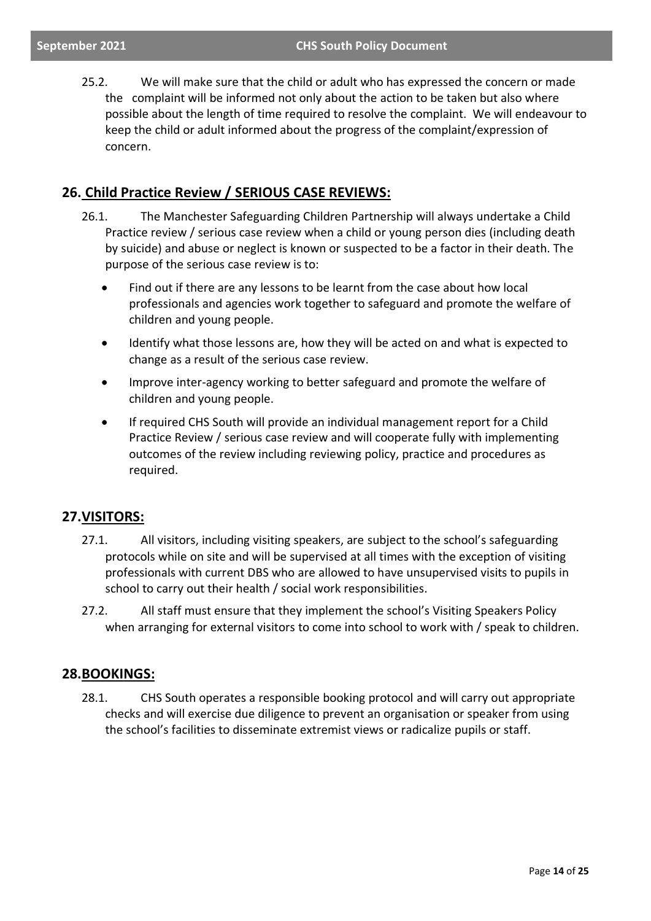25.2. We will make sure that the child or adult who has expressed the concern or made the complaint will be informed not only about the action to be taken but also where possible about the length of time required to resolve the complaint. We will endeavour to keep the child or adult informed about the progress of the complaint/expression of concern.

## 26. Child Practice Review / SERIOUS CASE REVIEWS:

26.1. The Manchester Safeguarding Children Partnership will always undertake a Child Practice review / serious case review when a child or young person dies (including death by suicide) and abuse or neglect is known or suspected to be a factor in their death. The purpose of the serious case review is to:

- Find out if there are any lessons to be learnt from the case about how local professionals and agencies work together to safeguard and promote the welfare of children and young people.
- Identify what those lessons are, how they will be acted on and what is expected to change as a result of the serious case review.
- Improve inter-agency working to better safeguard and promote the welfare of children and young people.
- If required CHS South will provide an individual management report for a Child Practice Review / serious case review and will cooperate fully with implementing outcomes of the review including reviewing policy, practice and procedures as required.

## 27. VISITORS:

27.1. All visitors, including visiting speakers, are subject to the school's safeguarding protocols while on site and will be supervised at all times with the exception of visiting professionals with current DBS who are allowed to have unsupervised visits to pupils in school to carry out their health / social work responsibilities.

27.2. All staff must ensure that they implement the school's Visiting Speakers Policy when arranging for external visitors to come into school to work with / speak to children.

## 28. BOOKINGS:

28.1. CHS South operates a responsible booking protocol and will carry out appropriate checks and will exercise due diligence to prevent an organisation or speaker from using the school's facilities to disseminate extremist views or radicalize pupils or staff.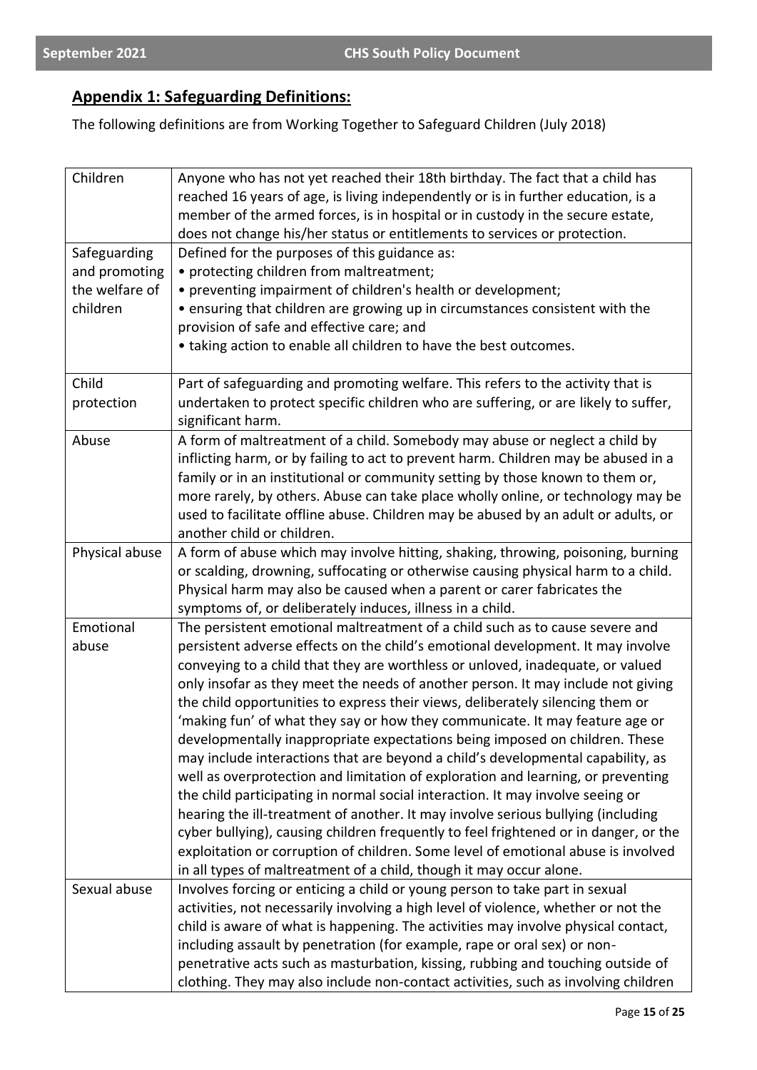## Appendix 1: Safeguarding Definitions:

The following definitions are from Working Together to Safeguard Children (July 2018)

| | |
|---|---|
| Children | Anyone who has not yet reached their 18th birthday. The fact that a child has reached 16 years of age, is living independently or is in further education, is a member of the armed forces, is in hospital or in custody in the secure estate, does not change his/her status or entitlements to services or protection. |
| Safeguarding and promoting the welfare of children | Defined for the purposes of this guidance as:<br>• protecting children from maltreatment;<br>• preventing impairment of children's health or development;<br>• ensuring that children are growing up in circumstances consistent with the provision of safe and effective care; and<br>• taking action to enable all children to have the best outcomes. |
| Child protection | Part of safeguarding and promoting welfare. This refers to the activity that is undertaken to protect specific children who are suffering, or are likely to suffer, significant harm. |
| Abuse | A form of maltreatment of a child. Somebody may abuse or neglect a child by inflicting harm, or by failing to act to prevent harm. Children may be abused in a family or in an institutional or community setting by those known to them or, more rarely, by others. Abuse can take place wholly online, or technology may be used to facilitate offline abuse. Children may be abused by an adult or adults, or another child or children. |
| Physical abuse | A form of abuse which may involve hitting, shaking, throwing, poisoning, burning or scalding, drowning, suffocating or otherwise causing physical harm to a child. Physical harm may also be caused when a parent or carer fabricates the symptoms of, or deliberately induces, illness in a child. |
| Emotional abuse | The persistent emotional maltreatment of a child such as to cause severe and persistent adverse effects on the child's emotional development. It may involve conveying to a child that they are worthless or unloved, inadequate, or valued only insofar as they meet the needs of another person. It may include not giving the child opportunities to express their views, deliberately silencing them or 'making fun' of what they say or how they communicate. It may feature age or developmentally inappropriate expectations being imposed on children. These may include interactions that are beyond a child's developmental capability, as well as overprotection and limitation of exploration and learning, or preventing the child participating in normal social interaction. It may involve seeing or hearing the ill-treatment of another. It may involve serious bullying (including cyber bullying), causing children frequently to feel frightened or in danger, or the exploitation or corruption of children. Some level of emotional abuse is involved in all types of maltreatment of a child, though it may occur alone. |
| Sexual abuse | Involves forcing or enticing a child or young person to take part in sexual activities, not necessarily involving a high level of violence, whether or not the child is aware of what is happening. The activities may involve physical contact, including assault by penetration (for example, rape or oral sex) or non-penetrative acts such as masturbation, kissing, rubbing and touching outside of clothing. They may also include non-contact activities, such as involving children |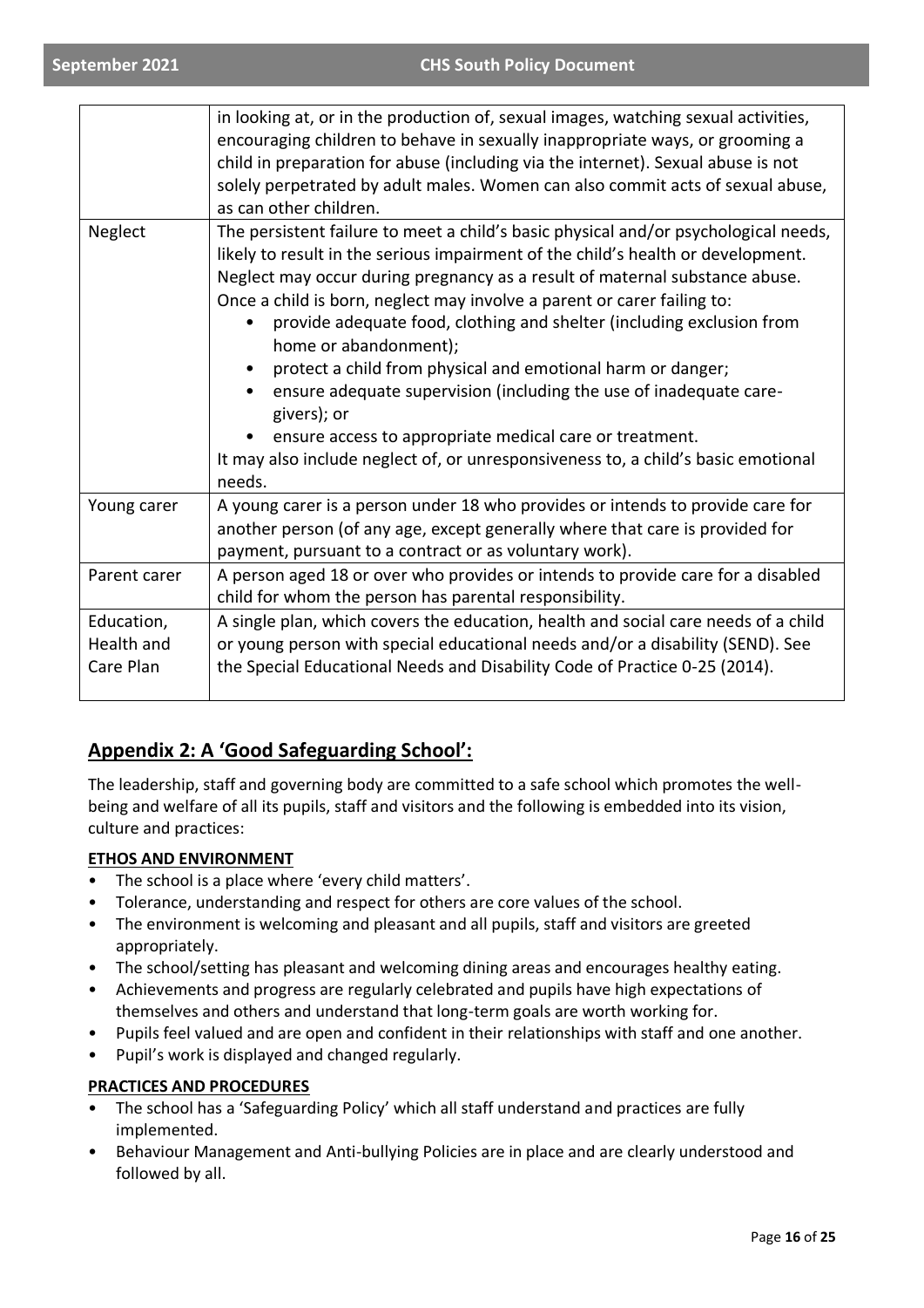| | |
|---|---|
| | in looking at, or in the production of, sexual images, watching sexual activities, encouraging children to behave in sexually inappropriate ways, or grooming a child in preparation for abuse (including via the internet). Sexual abuse is not solely perpetrated by adult males. Women can also commit acts of sexual abuse, as can other children. |
| Neglect | The persistent failure to meet a child's basic physical and/or psychological needs, likely to result in the serious impairment of the child's health or development. Neglect may occur during pregnancy as a result of maternal substance abuse. Once a child is born, neglect may involve a parent or carer failing to:<br>• provide adequate food, clothing and shelter (including exclusion from home or abandonment);<br>• protect a child from physical and emotional harm or danger;<br>• ensure adequate supervision (including the use of inadequate care-givers); or<br>• ensure access to appropriate medical care or treatment.<br>It may also include neglect of, or unresponsiveness to, a child's basic emotional needs. |
| Young carer | A young carer is a person under 18 who provides or intends to provide care for another person (of any age, except generally where that care is provided for payment, pursuant to a contract or as voluntary work). |
| Parent carer | A person aged 18 or over who provides or intends to provide care for a disabled child for whom the person has parental responsibility. |
| Education, Health and Care Plan | A single plan, which covers the education, health and social care needs of a child or young person with special educational needs and/or a disability (SEND). See the Special Educational Needs and Disability Code of Practice 0-25 (2014). |

## Appendix 2: A 'Good Safeguarding School':

The leadership, staff and governing body are committed to a safe school which promotes the well-being and welfare of all its pupils, staff and visitors and the following is embedded into its vision, culture and practices:

**ETHOS AND ENVIRONMENT**

- The school is a place where 'every child matters'.
- Tolerance, understanding and respect for others are core values of the school.
- The environment is welcoming and pleasant and all pupils, staff and visitors are greeted appropriately.
- The school/setting has pleasant and welcoming dining areas and encourages healthy eating.
- Achievements and progress are regularly celebrated and pupils have high expectations of themselves and others and understand that long-term goals are worth working for.
- Pupils feel valued and are open and confident in their relationships with staff and one another.
- Pupil's work is displayed and changed regularly.

**PRACTICES AND PROCEDURES**

- The school has a 'Safeguarding Policy' which all staff understand and practices are fully implemented.
- Behaviour Management and Anti-bullying Policies are in place and are clearly understood and followed by all.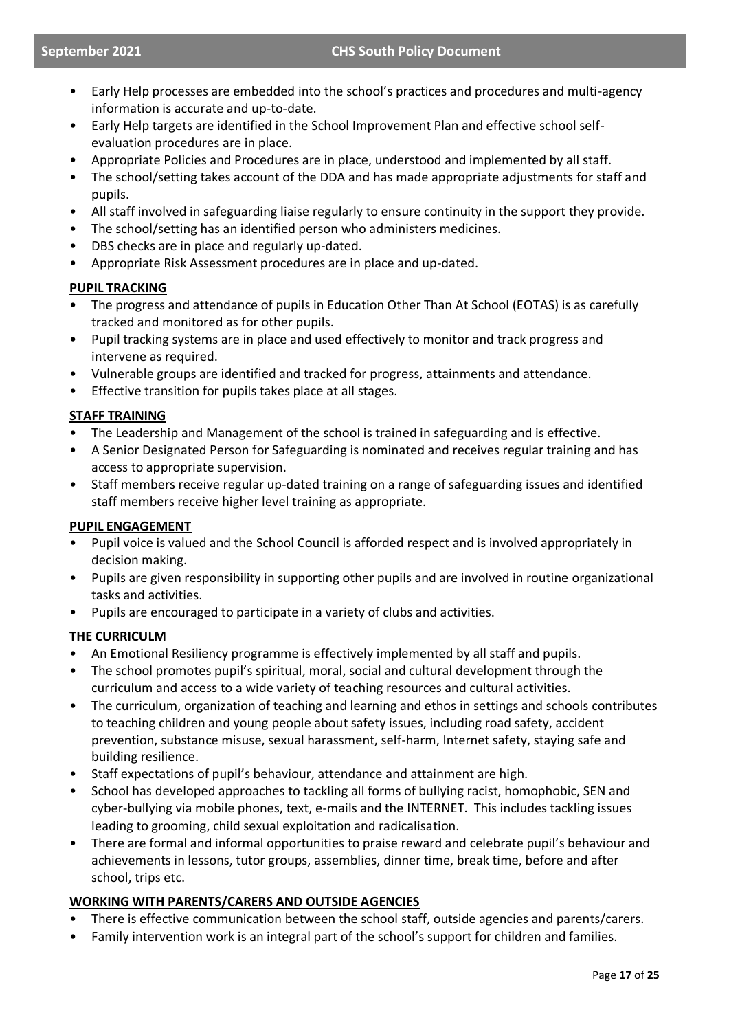- Early Help processes are embedded into the school's practices and procedures and multi-agency information is accurate and up-to-date.
- Early Help targets are identified in the School Improvement Plan and effective school self-evaluation procedures are in place.
- Appropriate Policies and Procedures are in place, understood and implemented by all staff.
- The school/setting takes account of the DDA and has made appropriate adjustments for staff and pupils.
- All staff involved in safeguarding liaise regularly to ensure continuity in the support they provide.
- The school/setting has an identified person who administers medicines.
- DBS checks are in place and regularly up-dated.
- Appropriate Risk Assessment procedures are in place and up-dated.

**PUPIL TRACKING**

- The progress and attendance of pupils in Education Other Than At School (EOTAS) is as carefully tracked and monitored as for other pupils.
- Pupil tracking systems are in place and used effectively to monitor and track progress and intervene as required.
- Vulnerable groups are identified and tracked for progress, attainments and attendance.
- Effective transition for pupils takes place at all stages.

**STAFF TRAINING**

- The Leadership and Management of the school is trained in safeguarding and is effective.
- A Senior Designated Person for Safeguarding is nominated and receives regular training and has access to appropriate supervision.
- Staff members receive regular up-dated training on a range of safeguarding issues and identified staff members receive higher level training as appropriate.

**PUPIL ENGAGEMENT**

- Pupil voice is valued and the School Council is afforded respect and is involved appropriately in decision making.
- Pupils are given responsibility in supporting other pupils and are involved in routine organizational tasks and activities.
- Pupils are encouraged to participate in a variety of clubs and activities.

**THE CURRICULM**

- An Emotional Resiliency programme is effectively implemented by all staff and pupils.
- The school promotes pupil's spiritual, moral, social and cultural development through the curriculum and access to a wide variety of teaching resources and cultural activities.
- The curriculum, organization of teaching and learning and ethos in settings and schools contributes to teaching children and young people about safety issues, including road safety, accident prevention, substance misuse, sexual harassment, self-harm, Internet safety, staying safe and building resilience.
- Staff expectations of pupil's behaviour, attendance and attainment are high.
- School has developed approaches to tackling all forms of bullying racist, homophobic, SEN and cyber-bullying via mobile phones, text, e-mails and the INTERNET. This includes tackling issues leading to grooming, child sexual exploitation and radicalisation.
- There are formal and informal opportunities to praise reward and celebrate pupil's behaviour and achievements in lessons, tutor groups, assemblies, dinner time, break time, before and after school, trips etc.

**WORKING WITH PARENTS/CARERS AND OUTSIDE AGENCIES**

- There is effective communication between the school staff, outside agencies and parents/carers.
- Family intervention work is an integral part of the school's support for children and families.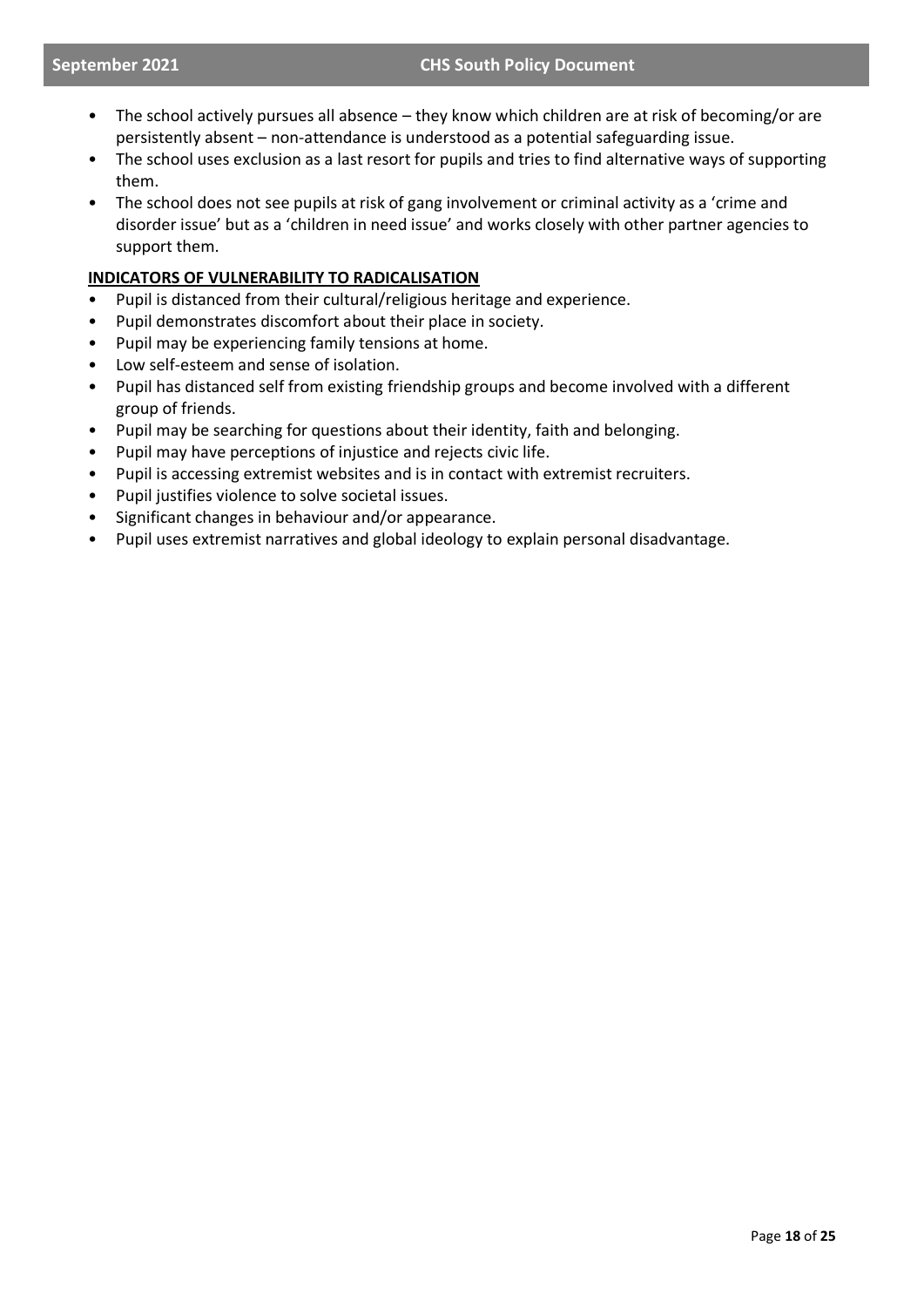- The school actively pursues all absence – they know which children are at risk of becoming/or are persistently absent – non-attendance is understood as a potential safeguarding issue.
- The school uses exclusion as a last resort for pupils and tries to find alternative ways of supporting them.
- The school does not see pupils at risk of gang involvement or criminal activity as a 'crime and disorder issue' but as a 'children in need issue' and works closely with other partner agencies to support them.

**INDICATORS OF VULNERABILITY TO RADICALISATION**

- Pupil is distanced from their cultural/religious heritage and experience.
- Pupil demonstrates discomfort about their place in society.
- Pupil may be experiencing family tensions at home.
- Low self-esteem and sense of isolation.
- Pupil has distanced self from existing friendship groups and become involved with a different group of friends.
- Pupil may be searching for questions about their identity, faith and belonging.
- Pupil may have perceptions of injustice and rejects civic life.
- Pupil is accessing extremist websites and is in contact with extremist recruiters.
- Pupil justifies violence to solve societal issues.
- Significant changes in behaviour and/or appearance.
- Pupil uses extremist narratives and global ideology to explain personal disadvantage.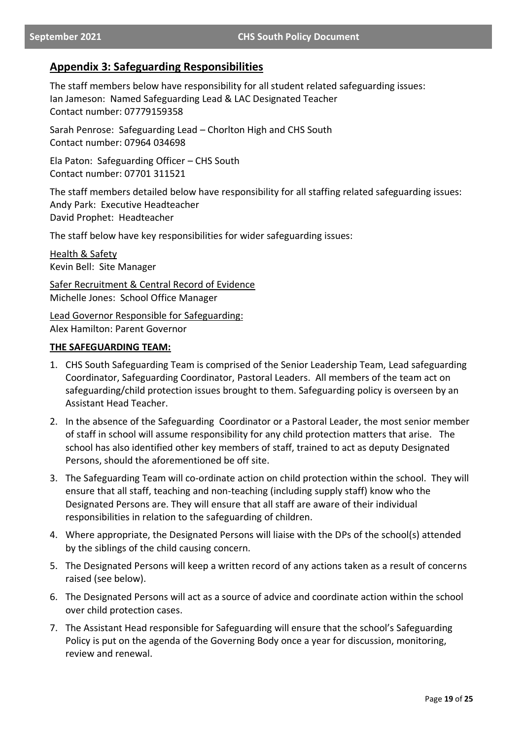## Appendix 3: Safeguarding Responsibilities

The staff members below have responsibility for all student related safeguarding issues:
Ian Jameson: Named Safeguarding Lead & LAC Designated Teacher
Contact number: 07779159358

Sarah Penrose: Safeguarding Lead – Chorlton High and CHS South
Contact number: 07964 034698

Ela Paton: Safeguarding Officer – CHS South
Contact number: 07701 311521

The staff members detailed below have responsibility for all staffing related safeguarding issues:
Andy Park: Executive Headteacher
David Prophet: Headteacher

The staff below have key responsibilities for wider safeguarding issues:

Health & Safety
Kevin Bell: Site Manager

Safer Recruitment & Central Record of Evidence
Michelle Jones: School Office Manager

Lead Governor Responsible for Safeguarding:
Alex Hamilton: Parent Governor

**THE SAFEGUARDING TEAM:**

1. CHS South Safeguarding Team is comprised of the Senior Leadership Team, Lead safeguarding Coordinator, Safeguarding Coordinator, Pastoral Leaders. All members of the team act on safeguarding/child protection issues brought to them. Safeguarding policy is overseen by an Assistant Head Teacher.
2. In the absence of the Safeguarding Coordinator or a Pastoral Leader, the most senior member of staff in school will assume responsibility for any child protection matters that arise. The school has also identified other key members of staff, trained to act as deputy Designated Persons, should the aforementioned be off site.
3. The Safeguarding Team will co-ordinate action on child protection within the school. They will ensure that all staff, teaching and non-teaching (including supply staff) know who the Designated Persons are. They will ensure that all staff are aware of their individual responsibilities in relation to the safeguarding of children.
4. Where appropriate, the Designated Persons will liaise with the DPs of the school(s) attended by the siblings of the child causing concern.
5. The Designated Persons will keep a written record of any actions taken as a result of concerns raised (see below).
6. The Designated Persons will act as a source of advice and coordinate action within the school over child protection cases.
7. The Assistant Head responsible for Safeguarding will ensure that the school's Safeguarding Policy is put on the agenda of the Governing Body once a year for discussion, monitoring, review and renewal.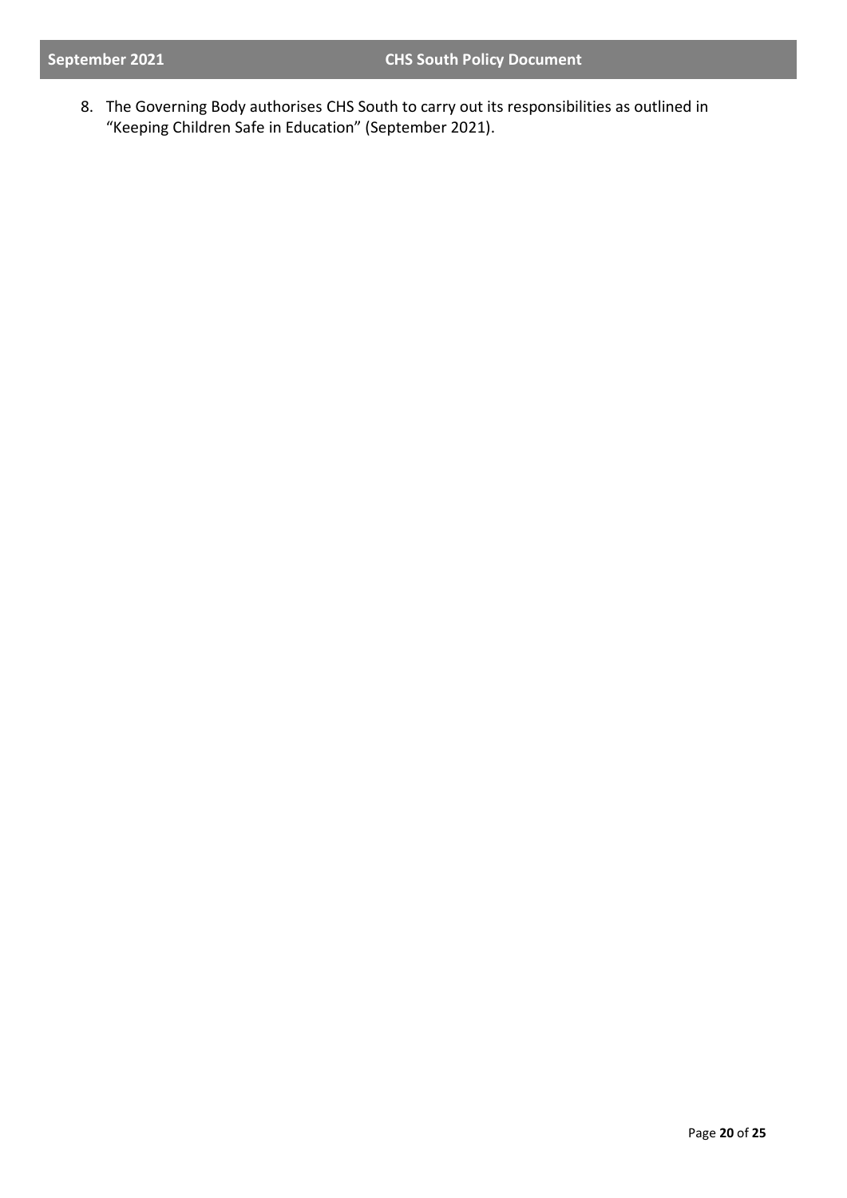8. The Governing Body authorises CHS South to carry out its responsibilities as outlined in "Keeping Children Safe in Education" (September 2021).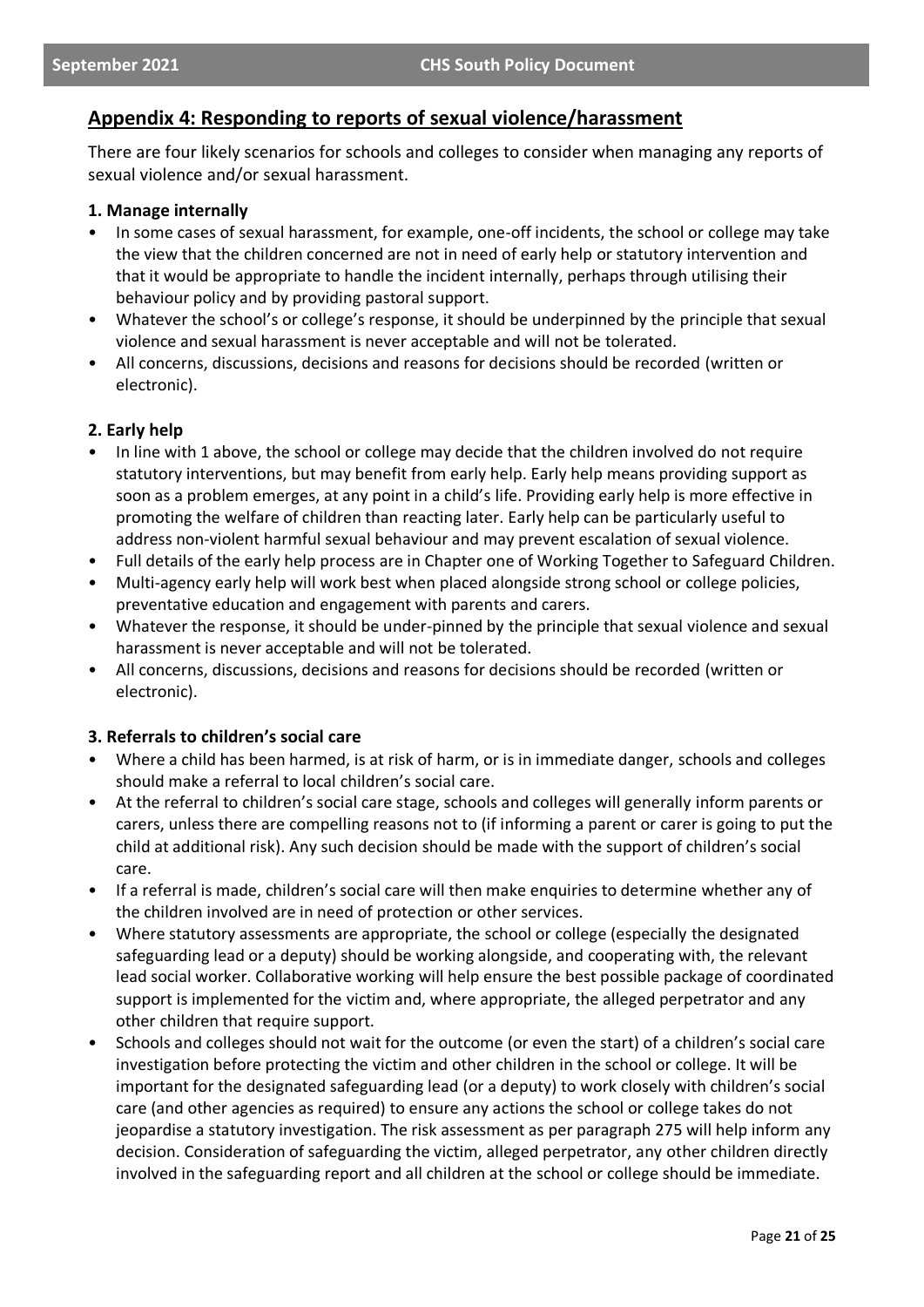## Appendix 4: Responding to reports of sexual violence/harassment

There are four likely scenarios for schools and colleges to consider when managing any reports of sexual violence and/or sexual harassment.

### 1. Manage internally

- In some cases of sexual harassment, for example, one-off incidents, the school or college may take the view that the children concerned are not in need of early help or statutory intervention and that it would be appropriate to handle the incident internally, perhaps through utilising their behaviour policy and by providing pastoral support.
- Whatever the school's or college's response, it should be underpinned by the principle that sexual violence and sexual harassment is never acceptable and will not be tolerated.
- All concerns, discussions, decisions and reasons for decisions should be recorded (written or electronic).

### 2. Early help

- In line with 1 above, the school or college may decide that the children involved do not require statutory interventions, but may benefit from early help. Early help means providing support as soon as a problem emerges, at any point in a child's life. Providing early help is more effective in promoting the welfare of children than reacting later. Early help can be particularly useful to address non-violent harmful sexual behaviour and may prevent escalation of sexual violence.
- Full details of the early help process are in Chapter one of Working Together to Safeguard Children.
- Multi-agency early help will work best when placed alongside strong school or college policies, preventative education and engagement with parents and carers.
- Whatever the response, it should be under-pinned by the principle that sexual violence and sexual harassment is never acceptable and will not be tolerated.
- All concerns, discussions, decisions and reasons for decisions should be recorded (written or electronic).

### 3. Referrals to children's social care

- Where a child has been harmed, is at risk of harm, or is in immediate danger, schools and colleges should make a referral to local children's social care.
- At the referral to children's social care stage, schools and colleges will generally inform parents or carers, unless there are compelling reasons not to (if informing a parent or carer is going to put the child at additional risk). Any such decision should be made with the support of children's social care.
- If a referral is made, children's social care will then make enquiries to determine whether any of the children involved are in need of protection or other services.
- Where statutory assessments are appropriate, the school or college (especially the designated safeguarding lead or a deputy) should be working alongside, and cooperating with, the relevant lead social worker. Collaborative working will help ensure the best possible package of coordinated support is implemented for the victim and, where appropriate, the alleged perpetrator and any other children that require support.
- Schools and colleges should not wait for the outcome (or even the start) of a children's social care investigation before protecting the victim and other children in the school or college. It will be important for the designated safeguarding lead (or a deputy) to work closely with children's social care (and other agencies as required) to ensure any actions the school or college takes do not jeopardise a statutory investigation. The risk assessment as per paragraph 275 will help inform any decision. Consideration of safeguarding the victim, alleged perpetrator, any other children directly involved in the safeguarding report and all children at the school or college should be immediate.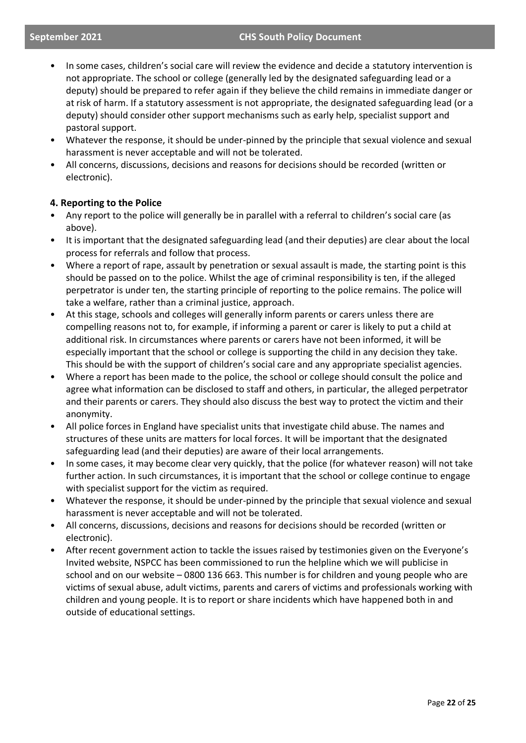- In some cases, children's social care will review the evidence and decide a statutory intervention is not appropriate. The school or college (generally led by the designated safeguarding lead or a deputy) should be prepared to refer again if they believe the child remains in immediate danger or at risk of harm. If a statutory assessment is not appropriate, the designated safeguarding lead (or a deputy) should consider other support mechanisms such as early help, specialist support and pastoral support.
- Whatever the response, it should be under-pinned by the principle that sexual violence and sexual harassment is never acceptable and will not be tolerated.
- All concerns, discussions, decisions and reasons for decisions should be recorded (written or electronic).

**4. Reporting to the Police**

- Any report to the police will generally be in parallel with a referral to children's social care (as above).
- It is important that the designated safeguarding lead (and their deputies) are clear about the local process for referrals and follow that process.
- Where a report of rape, assault by penetration or sexual assault is made, the starting point is this should be passed on to the police. Whilst the age of criminal responsibility is ten, if the alleged perpetrator is under ten, the starting principle of reporting to the police remains. The police will take a welfare, rather than a criminal justice, approach.
- At this stage, schools and colleges will generally inform parents or carers unless there are compelling reasons not to, for example, if informing a parent or carer is likely to put a child at additional risk. In circumstances where parents or carers have not been informed, it will be especially important that the school or college is supporting the child in any decision they take. This should be with the support of children's social care and any appropriate specialist agencies.
- Where a report has been made to the police, the school or college should consult the police and agree what information can be disclosed to staff and others, in particular, the alleged perpetrator and their parents or carers. They should also discuss the best way to protect the victim and their anonymity.
- All police forces in England have specialist units that investigate child abuse. The names and structures of these units are matters for local forces. It will be important that the designated safeguarding lead (and their deputies) are aware of their local arrangements.
- In some cases, it may become clear very quickly, that the police (for whatever reason) will not take further action. In such circumstances, it is important that the school or college continue to engage with specialist support for the victim as required.
- Whatever the response, it should be under-pinned by the principle that sexual violence and sexual harassment is never acceptable and will not be tolerated.
- All concerns, discussions, decisions and reasons for decisions should be recorded (written or electronic).
- After recent government action to tackle the issues raised by testimonies given on the Everyone's Invited website, NSPCC has been commissioned to run the helpline which we will publicise in school and on our website – 0800 136 663. This number is for children and young people who are victims of sexual abuse, adult victims, parents and carers of victims and professionals working with children and young people. It is to report or share incidents which have happened both in and outside of educational settings.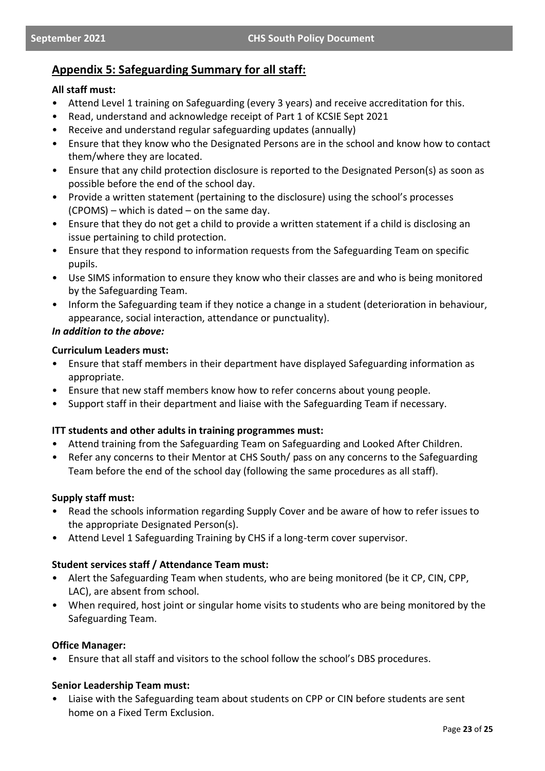## Appendix 5: Safeguarding Summary for all staff:

**All staff must:**

- Attend Level 1 training on Safeguarding (every 3 years) and receive accreditation for this.
- Read, understand and acknowledge receipt of Part 1 of KCSIE Sept 2021
- Receive and understand regular safeguarding updates (annually)
- Ensure that they know who the Designated Persons are in the school and know how to contact them/where they are located.
- Ensure that any child protection disclosure is reported to the Designated Person(s) as soon as possible before the end of the school day.
- Provide a written statement (pertaining to the disclosure) using the school's processes (CPOMS) – which is dated – on the same day.
- Ensure that they do not get a child to provide a written statement if a child is disclosing an issue pertaining to child protection.
- Ensure that they respond to information requests from the Safeguarding Team on specific pupils.
- Use SIMS information to ensure they know who their classes are and who is being monitored by the Safeguarding Team.
- Inform the Safeguarding team if they notice a change in a student (deterioration in behaviour, appearance, social interaction, attendance or punctuality).

***In addition to the above:***

**Curriculum Leaders must:**

- Ensure that staff members in their department have displayed Safeguarding information as appropriate.
- Ensure that new staff members know how to refer concerns about young people.
- Support staff in their department and liaise with the Safeguarding Team if necessary.

**ITT students and other adults in training programmes must:**

- Attend training from the Safeguarding Team on Safeguarding and Looked After Children.
- Refer any concerns to their Mentor at CHS South/ pass on any concerns to the Safeguarding Team before the end of the school day (following the same procedures as all staff).

**Supply staff must:**

- Read the schools information regarding Supply Cover and be aware of how to refer issues to the appropriate Designated Person(s).
- Attend Level 1 Safeguarding Training by CHS if a long-term cover supervisor.

**Student services staff / Attendance Team must:**

- Alert the Safeguarding Team when students, who are being monitored (be it CP, CIN, CPP, LAC), are absent from school.
- When required, host joint or singular home visits to students who are being monitored by the Safeguarding Team.

**Office Manager:**

- Ensure that all staff and visitors to the school follow the school's DBS procedures.

**Senior Leadership Team must:**

- Liaise with the Safeguarding team about students on CPP or CIN before students are sent home on a Fixed Term Exclusion.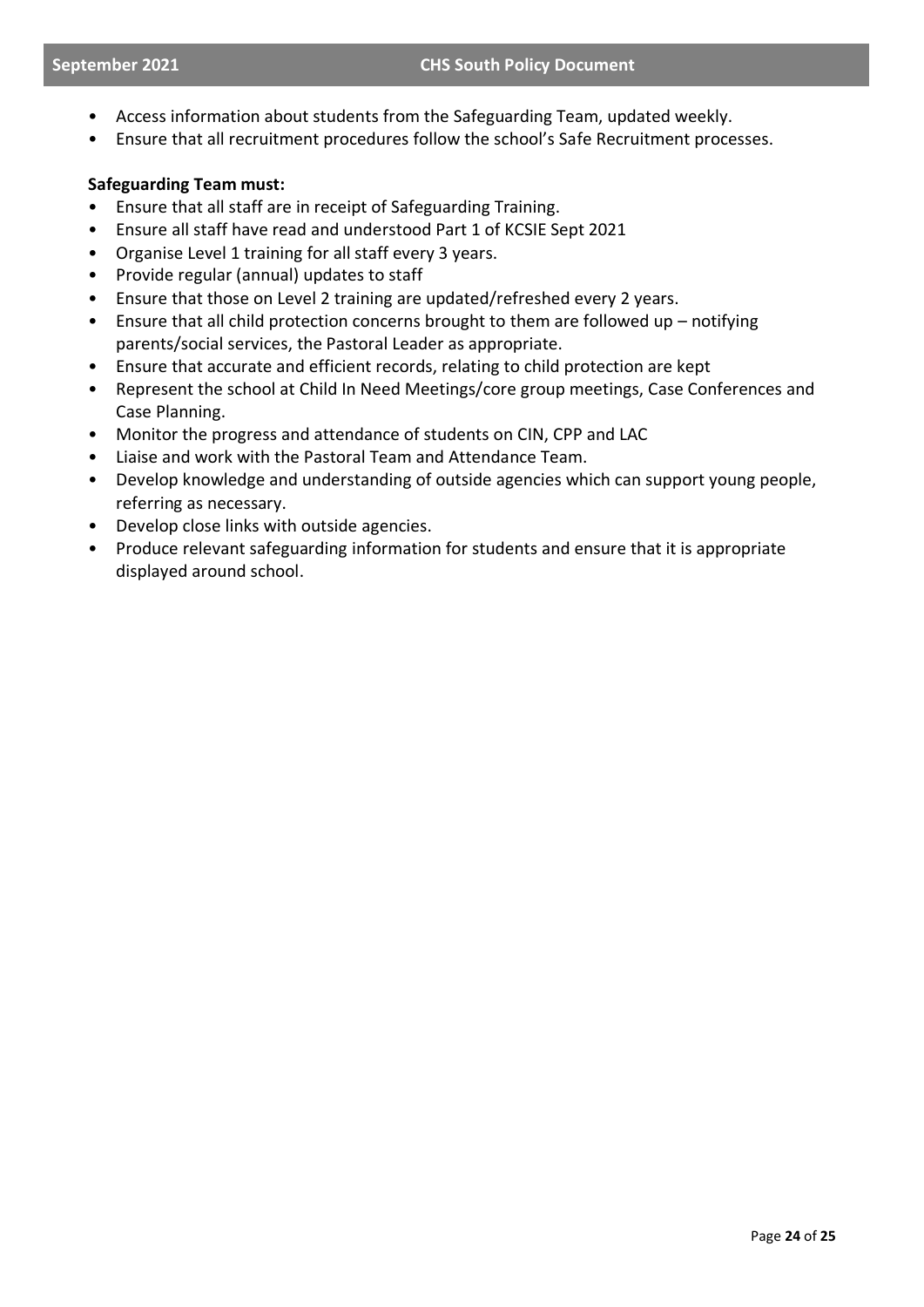- Access information about students from the Safeguarding Team, updated weekly.
- Ensure that all recruitment procedures follow the school's Safe Recruitment processes.

**Safeguarding Team must:**

- Ensure that all staff are in receipt of Safeguarding Training.
- Ensure all staff have read and understood Part 1 of KCSIE Sept 2021
- Organise Level 1 training for all staff every 3 years.
- Provide regular (annual) updates to staff
- Ensure that those on Level 2 training are updated/refreshed every 2 years.
- Ensure that all child protection concerns brought to them are followed up – notifying parents/social services, the Pastoral Leader as appropriate.
- Ensure that accurate and efficient records, relating to child protection are kept
- Represent the school at Child In Need Meetings/core group meetings, Case Conferences and Case Planning.
- Monitor the progress and attendance of students on CIN, CPP and LAC
- Liaise and work with the Pastoral Team and Attendance Team.
- Develop knowledge and understanding of outside agencies which can support young people, referring as necessary.
- Develop close links with outside agencies.
- Produce relevant safeguarding information for students and ensure that it is appropriate displayed around school.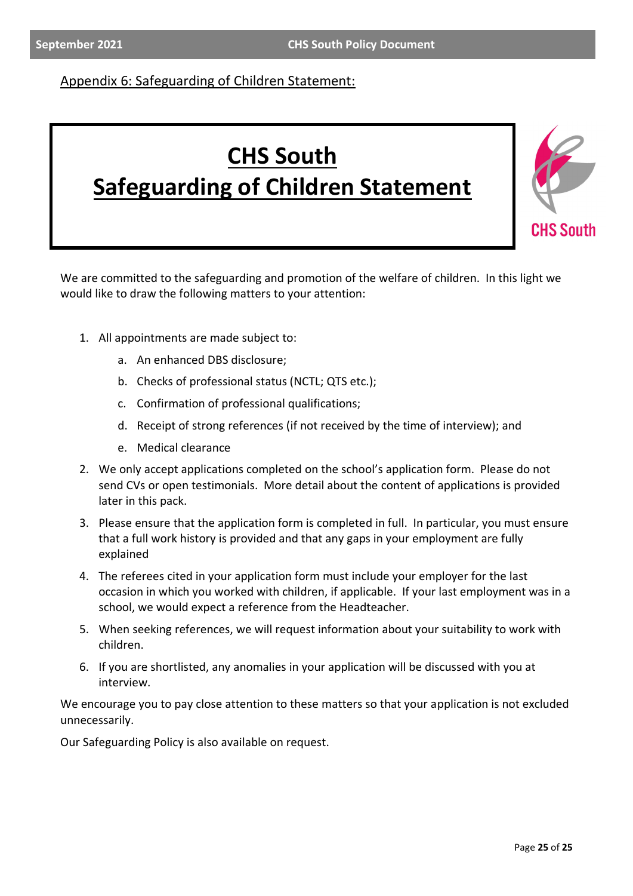Appendix 6: Safeguarding of Children Statement:

# CHS South
# Safeguarding of Children Statement

CHS South

We are committed to the safeguarding and promotion of the welfare of children. In this light we would like to draw the following matters to your attention:

1. All appointments are made subject to:
   a. An enhanced DBS disclosure;
   b. Checks of professional status (NCTL; QTS etc.);
   c. Confirmation of professional qualifications;
   d. Receipt of strong references (if not received by the time of interview); and
   e. Medical clearance
2. We only accept applications completed on the school's application form. Please do not send CVs or open testimonials. More detail about the content of applications is provided later in this pack.
3. Please ensure that the application form is completed in full. In particular, you must ensure that a full work history is provided and that any gaps in your employment are fully explained
4. The referees cited in your application form must include your employer for the last occasion in which you worked with children, if applicable. If your last employment was in a school, we would expect a reference from the Headteacher.
5. When seeking references, we will request information about your suitability to work with children.
6. If you are shortlisted, any anomalies in your application will be discussed with you at interview.

We encourage you to pay close attention to these matters so that your application is not excluded unnecessarily.

Our Safeguarding Policy is also available on request.